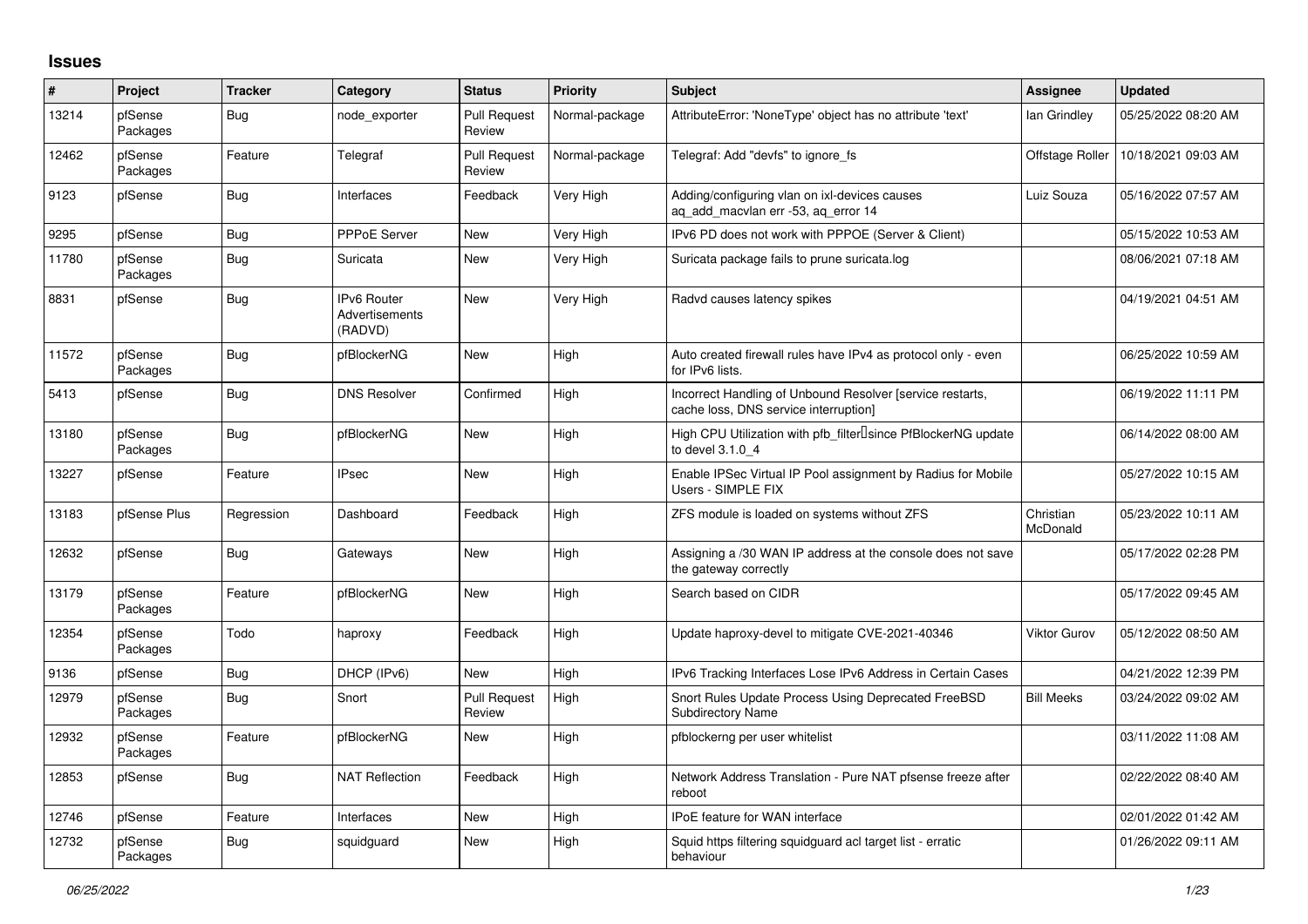## Issues

| # | Project | Tracker | Category | Status | Priority | Subject | Assignee | Updated |
|---|---|---|---|---|---|---|---|---|
| 13214 | pfSense Packages | Bug | node_exporter | Pull Request Review | Normal-package | AttributeError: 'NoneType' object has no attribute 'text' | Ian Grindley | 05/25/2022 08:20 AM |
| 12462 | pfSense Packages | Feature | Telegraf | Pull Request Review | Normal-package | Telegraf: Add "devfs" to ignore_fs | Offstage Roller | 10/18/2021 09:03 AM |
| 9123 | pfSense | Bug | Interfaces | Feedback | Very High | Adding/configuring vlan on ixl-devices causes aq_add_macvlan err -53, aq_error 14 | Luiz Souza | 05/16/2022 07:57 AM |
| 9295 | pfSense | Bug | PPPoE Server | New | Very High | IPv6 PD does not work with PPPOE (Server & Client) | | 05/15/2022 10:53 AM |
| 11780 | pfSense Packages | Bug | Suricata | New | Very High | Suricata package fails to prune suricata.log | | 08/06/2021 07:18 AM |
| 8831 | pfSense | Bug | IPv6 Router Advertisements (RADVD) | New | Very High | Radvd causes latency spikes | | 04/19/2021 04:51 AM |
| 11572 | pfSense Packages | Bug | pfBlockerNG | New | High | Auto created firewall rules have IPv4 as protocol only - even for IPv6 lists. | | 06/25/2022 10:59 AM |
| 5413 | pfSense | Bug | DNS Resolver | Confirmed | High | Incorrect Handling of Unbound Resolver [service restarts, cache loss, DNS service interruption] | | 06/19/2022 11:11 PM |
| 13180 | pfSense Packages | Bug | pfBlockerNG | New | High | High CPU Utilization with pfb_filter since PfBlockerNG update to devel 3.1.0_4 | | 06/14/2022 08:00 AM |
| 13227 | pfSense | Feature | IPsec | New | High | Enable IPSec Virtual IP Pool assignment by Radius for Mobile Users - SIMPLE FIX | | 05/27/2022 10:15 AM |
| 13183 | pfSense Plus | Regression | Dashboard | Feedback | High | ZFS module is loaded on systems without ZFS | Christian McDonald | 05/23/2022 10:11 AM |
| 12632 | pfSense | Bug | Gateways | New | High | Assigning a /30 WAN IP address at the console does not save the gateway correctly | | 05/17/2022 02:28 PM |
| 13179 | pfSense Packages | Feature | pfBlockerNG | New | High | Search based on CIDR | | 05/17/2022 09:45 AM |
| 12354 | pfSense Packages | Todo | haproxy | Feedback | High | Update haproxy-devel to mitigate CVE-2021-40346 | Viktor Gurov | 05/12/2022 08:50 AM |
| 9136 | pfSense | Bug | DHCP (IPv6) | New | High | IPv6 Tracking Interfaces Lose IPv6 Address in Certain Cases | | 04/21/2022 12:39 PM |
| 12979 | pfSense Packages | Bug | Snort | Pull Request Review | High | Snort Rules Update Process Using Deprecated FreeBSD Subdirectory Name | Bill Meeks | 03/24/2022 09:02 AM |
| 12932 | pfSense Packages | Feature | pfBlockerNG | New | High | pfblockerng per user whitelist | | 03/11/2022 11:08 AM |
| 12853 | pfSense | Bug | NAT Reflection | Feedback | High | Network Address Translation - Pure NAT pfsense freeze after reboot | | 02/22/2022 08:40 AM |
| 12746 | pfSense | Feature | Interfaces | New | High | IPoE feature for WAN interface | | 02/01/2022 01:42 AM |
| 12732 | pfSense Packages | Bug | squidguard | New | High | Squid https filtering squidguard acl target list - erratic behaviour | | 01/26/2022 09:11 AM |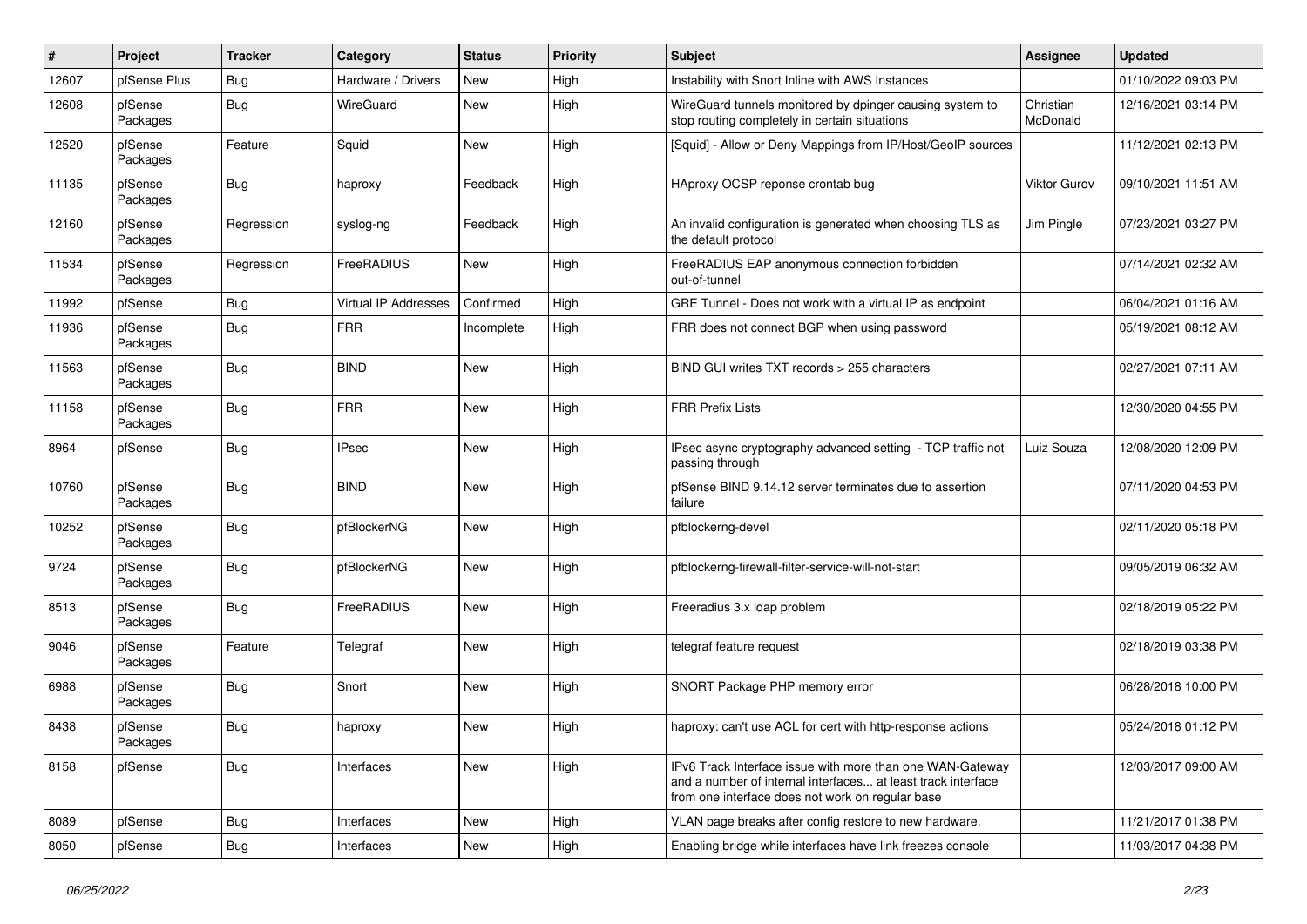| # | Project | Tracker | Category | Status | Priority | Subject | Assignee | Updated |
|---|---|---|---|---|---|---|---|---|
| 12607 | pfSense Plus | Bug | Hardware / Drivers | New | High | Instability with Snort Inline with AWS Instances | | 01/10/2022 09:03 PM |
| 12608 | pfSense Packages | Bug | WireGuard | New | High | WireGuard tunnels monitored by dpinger causing system to stop routing completely in certain situations | Christian McDonald | 12/16/2021 03:14 PM |
| 12520 | pfSense Packages | Feature | Squid | New | High | [Squid] - Allow or Deny Mappings from IP/Host/GeoIP sources | | 11/12/2021 02:13 PM |
| 11135 | pfSense Packages | Bug | haproxy | Feedback | High | HAproxy OCSP reponse crontab bug | Viktor Gurov | 09/10/2021 11:51 AM |
| 12160 | pfSense Packages | Regression | syslog-ng | Feedback | High | An invalid configuration is generated when choosing TLS as the default protocol | Jim Pingle | 07/23/2021 03:27 PM |
| 11534 | pfSense Packages | Regression | FreeRADIUS | New | High | FreeRADIUS EAP anonymous connection forbidden out-of-tunnel | | 07/14/2021 02:32 AM |
| 11992 | pfSense | Bug | Virtual IP Addresses | Confirmed | High | GRE Tunnel - Does not work with a virtual IP as endpoint | | 06/04/2021 01:16 AM |
| 11936 | pfSense Packages | Bug | FRR | Incomplete | High | FRR does not connect BGP when using password | | 05/19/2021 08:12 AM |
| 11563 | pfSense Packages | Bug | BIND | New | High | BIND GUI writes TXT records > 255 characters | | 02/27/2021 07:11 AM |
| 11158 | pfSense Packages | Bug | FRR | New | High | FRR Prefix Lists | | 12/30/2020 04:55 PM |
| 8964 | pfSense | Bug | IPsec | New | High | IPsec async cryptography advanced setting - TCP traffic not passing through | Luiz Souza | 12/08/2020 12:09 PM |
| 10760 | pfSense Packages | Bug | BIND | New | High | pfSense BIND 9.14.12 server terminates due to assertion failure | | 07/11/2020 04:53 PM |
| 10252 | pfSense Packages | Bug | pfBlockerNG | New | High | pfblockerng-devel | | 02/11/2020 05:18 PM |
| 9724 | pfSense Packages | Bug | pfBlockerNG | New | High | pfblockerng-firewall-filter-service-will-not-start | | 09/05/2019 06:32 AM |
| 8513 | pfSense Packages | Bug | FreeRADIUS | New | High | Freeradius 3.x ldap problem | | 02/18/2019 05:22 PM |
| 9046 | pfSense Packages | Feature | Telegraf | New | High | telegraf feature request | | 02/18/2019 03:38 PM |
| 6988 | pfSense Packages | Bug | Snort | New | High | SNORT Package PHP memory error | | 06/28/2018 10:00 PM |
| 8438 | pfSense Packages | Bug | haproxy | New | High | haproxy: can't use ACL for cert with http-response actions | | 05/24/2018 01:12 PM |
| 8158 | pfSense | Bug | Interfaces | New | High | IPv6 Track Interface issue with more than one WAN-Gateway and a number of internal interfaces... at least track interface from one interface does not work on regular base | | 12/03/2017 09:00 AM |
| 8089 | pfSense | Bug | Interfaces | New | High | VLAN page breaks after config restore to new hardware. | | 11/21/2017 01:38 PM |
| 8050 | pfSense | Bug | Interfaces | New | High | Enabling bridge while interfaces have link freezes console | | 11/03/2017 04:38 PM |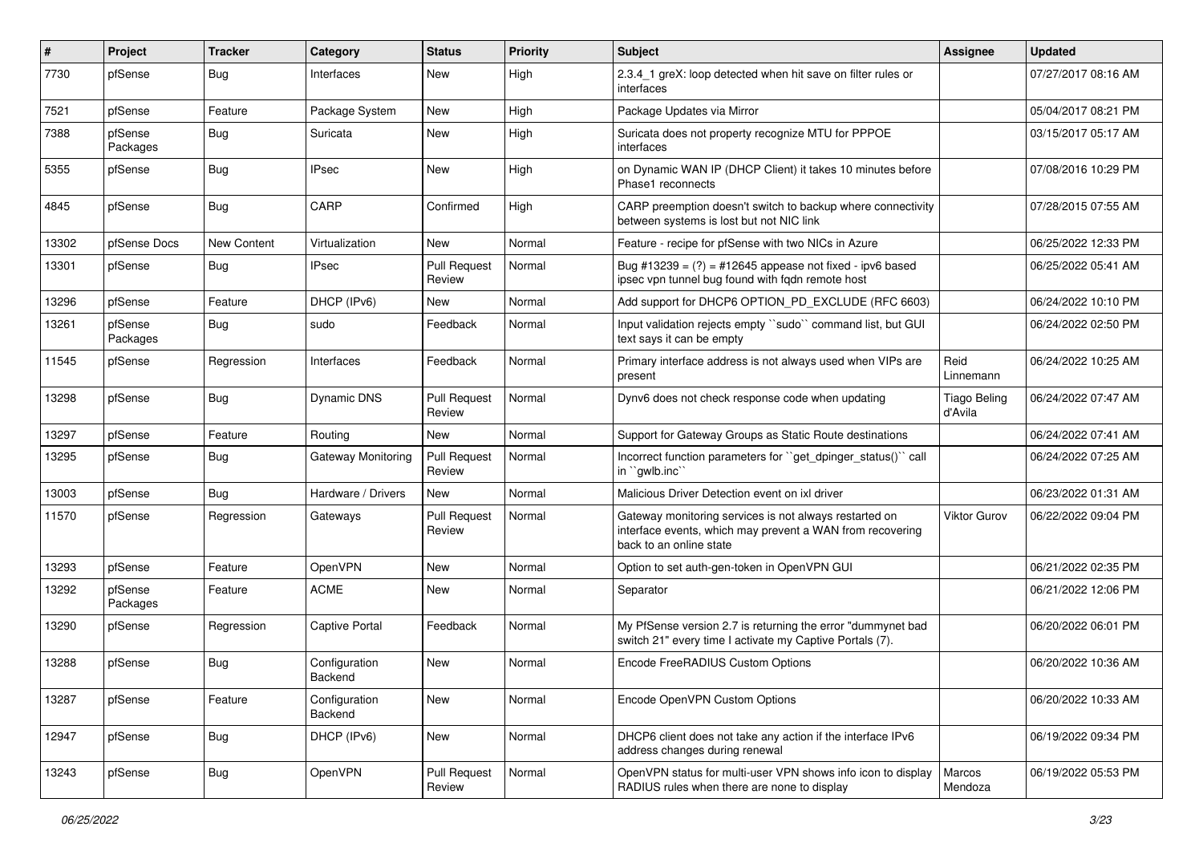| # | Project | Tracker | Category | Status | Priority | Subject | Assignee | Updated |
|---|---|---|---|---|---|---|---|---|
| 7730 | pfSense | Bug | Interfaces | New | High | 2.3.4_1 greX: loop detected when hit save on filter rules or interfaces | | 07/27/2017 08:16 AM |
| 7521 | pfSense | Feature | Package System | New | High | Package Updates via Mirror | | 05/04/2017 08:21 PM |
| 7388 | pfSense Packages | Bug | Suricata | New | High | Suricata does not property recognize MTU for PPPOE interfaces | | 03/15/2017 05:17 AM |
| 5355 | pfSense | Bug | IPsec | New | High | on Dynamic WAN IP (DHCP Client) it takes 10 minutes before Phase1 reconnects | | 07/08/2016 10:29 PM |
| 4845 | pfSense | Bug | CARP | Confirmed | High | CARP preemption doesn't switch to backup where connectivity between systems is lost but not NIC link | | 07/28/2015 07:55 AM |
| 13302 | pfSense Docs | New Content | Virtualization | New | Normal | Feature - recipe for pfSense with two NICs in Azure | | 06/25/2022 12:33 PM |
| 13301 | pfSense | Bug | IPsec | Pull Request Review | Normal | Bug #13239 = (?) = #12645 appease not fixed - ipv6 based ipsec vpn tunnel bug found with fqdn remote host | | 06/25/2022 05:41 AM |
| 13296 | pfSense | Feature | DHCP (IPv6) | New | Normal | Add support for DHCP6 OPTION_PD_EXCLUDE (RFC 6603) | | 06/24/2022 10:10 PM |
| 13261 | pfSense Packages | Bug | sudo | Feedback | Normal | Input validation rejects empty ``sudo`` command list, but GUI text says it can be empty | | 06/24/2022 02:50 PM |
| 11545 | pfSense | Regression | Interfaces | Feedback | Normal | Primary interface address is not always used when VIPs are present | Reid Linnemann | 06/24/2022 10:25 AM |
| 13298 | pfSense | Bug | Dynamic DNS | Pull Request Review | Normal | Dynv6 does not check response code when updating | Tiago Beling d'Avila | 06/24/2022 07:47 AM |
| 13297 | pfSense | Feature | Routing | New | Normal | Support for Gateway Groups as Static Route destinations | | 06/24/2022 07:41 AM |
| 13295 | pfSense | Bug | Gateway Monitoring | Pull Request Review | Normal | Incorrect function parameters for ``get_dpinger_status()`` call in ``gwlb.inc`` | | 06/24/2022 07:25 AM |
| 13003 | pfSense | Bug | Hardware / Drivers | New | Normal | Malicious Driver Detection event on ixl driver | | 06/23/2022 01:31 AM |
| 11570 | pfSense | Regression | Gateways | Pull Request Review | Normal | Gateway monitoring services is not always restarted on interface events, which may prevent a WAN from recovering back to an online state | Viktor Gurov | 06/22/2022 09:04 PM |
| 13293 | pfSense | Feature | OpenVPN | New | Normal | Option to set auth-gen-token in OpenVPN GUI | | 06/21/2022 02:35 PM |
| 13292 | pfSense Packages | Feature | ACME | New | Normal | Separator | | 06/21/2022 12:06 PM |
| 13290 | pfSense | Regression | Captive Portal | Feedback | Normal | My PfSense version 2.7 is returning the error "dummynet bad switch 21" every time I activate my Captive Portals (7). | | 06/20/2022 06:01 PM |
| 13288 | pfSense | Bug | Configuration Backend | New | Normal | Encode FreeRADIUS Custom Options | | 06/20/2022 10:36 AM |
| 13287 | pfSense | Feature | Configuration Backend | New | Normal | Encode OpenVPN Custom Options | | 06/20/2022 10:33 AM |
| 12947 | pfSense | Bug | DHCP (IPv6) | New | Normal | DHCP6 client does not take any action if the interface IPv6 address changes during renewal | | 06/19/2022 09:34 PM |
| 13243 | pfSense | Bug | OpenVPN | Pull Request Review | Normal | OpenVPN status for multi-user VPN shows info icon to display RADIUS rules when there are none to display | Marcos Mendoza | 06/19/2022 05:53 PM |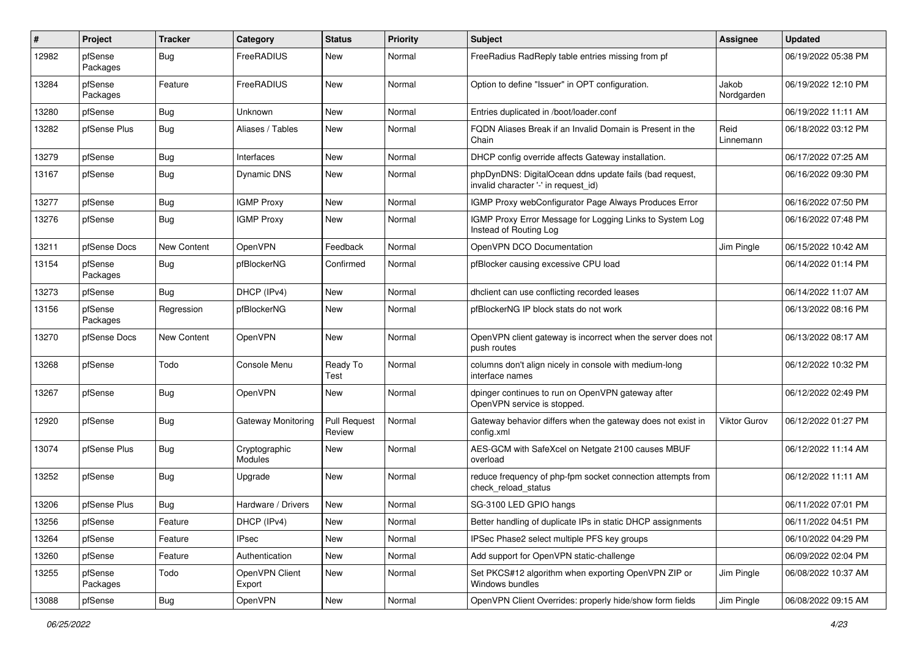| # | Project | Tracker | Category | Status | Priority | Subject | Assignee | Updated |
|---|---|---|---|---|---|---|---|---|
| 12982 | pfSense Packages | Bug | FreeRADIUS | New | Normal | FreeRadius RadReply table entries missing from pf |  | 06/19/2022 05:38 PM |
| 13284 | pfSense Packages | Feature | FreeRADIUS | New | Normal | Option to define "Issuer" in OPT configuration. | Jakob Nordgarden | 06/19/2022 12:10 PM |
| 13280 | pfSense | Bug | Unknown | New | Normal | Entries duplicated in /boot/loader.conf |  | 06/19/2022 11:11 AM |
| 13282 | pfSense Plus | Bug | Aliases / Tables | New | Normal | FQDN Aliases Break if an Invalid Domain is Present in the Chain | Reid Linnemann | 06/18/2022 03:12 PM |
| 13279 | pfSense | Bug | Interfaces | New | Normal | DHCP config override affects Gateway installation. |  | 06/17/2022 07:25 AM |
| 13167 | pfSense | Bug | Dynamic DNS | New | Normal | phpDynDNS: DigitalOcean ddns update fails (bad request, invalid character '-' in request_id) |  | 06/16/2022 09:30 PM |
| 13277 | pfSense | Bug | IGMP Proxy | New | Normal | IGMP Proxy webConfigurator Page Always Produces Error |  | 06/16/2022 07:50 PM |
| 13276 | pfSense | Bug | IGMP Proxy | New | Normal | IGMP Proxy Error Message for Logging Links to System Log Instead of Routing Log |  | 06/16/2022 07:48 PM |
| 13211 | pfSense Docs | New Content | OpenVPN | Feedback | Normal | OpenVPN DCO Documentation | Jim Pingle | 06/15/2022 10:42 AM |
| 13154 | pfSense Packages | Bug | pfBlockerNG | Confirmed | Normal | pfBlocker causing excessive CPU load |  | 06/14/2022 01:14 PM |
| 13273 | pfSense | Bug | DHCP (IPv4) | New | Normal | dhclient can use conflicting recorded leases |  | 06/14/2022 11:07 AM |
| 13156 | pfSense Packages | Regression | pfBlockerNG | New | Normal | pfBlockerNG IP block stats do not work |  | 06/13/2022 08:16 PM |
| 13270 | pfSense Docs | New Content | OpenVPN | New | Normal | OpenVPN client gateway is incorrect when the server does not push routes |  | 06/13/2022 08:17 AM |
| 13268 | pfSense | Todo | Console Menu | Ready To Test | Normal | columns don't align nicely in console with medium-long interface names |  | 06/12/2022 10:32 PM |
| 13267 | pfSense | Bug | OpenVPN | New | Normal | dpinger continues to run on OpenVPN gateway after OpenVPN service is stopped. |  | 06/12/2022 02:49 PM |
| 12920 | pfSense | Bug | Gateway Monitoring | Pull Request Review | Normal | Gateway behavior differs when the gateway does not exist in config.xml | Viktor Gurov | 06/12/2022 01:27 PM |
| 13074 | pfSense Plus | Bug | Cryptographic Modules | New | Normal | AES-GCM with SafeXcel on Netgate 2100 causes MBUF overload |  | 06/12/2022 11:14 AM |
| 13252 | pfSense | Bug | Upgrade | New | Normal | reduce frequency of php-fpm socket connection attempts from check_reload_status |  | 06/12/2022 11:11 AM |
| 13206 | pfSense Plus | Bug | Hardware / Drivers | New | Normal | SG-3100 LED GPIO hangs |  | 06/11/2022 07:01 PM |
| 13256 | pfSense | Feature | DHCP (IPv4) | New | Normal | Better handling of duplicate IPs in static DHCP assignments |  | 06/11/2022 04:51 PM |
| 13264 | pfSense | Feature | IPsec | New | Normal | IPSec Phase2 select multiple PFS key groups |  | 06/10/2022 04:29 PM |
| 13260 | pfSense | Feature | Authentication | New | Normal | Add support for OpenVPN static-challenge |  | 06/09/2022 02:04 PM |
| 13255 | pfSense Packages | Todo | OpenVPN Client Export | New | Normal | Set PKCS#12 algorithm when exporting OpenVPN ZIP or Windows bundles | Jim Pingle | 06/08/2022 10:37 AM |
| 13088 | pfSense | Bug | OpenVPN | New | Normal | OpenVPN Client Overrides: properly hide/show form fields | Jim Pingle | 06/08/2022 09:15 AM |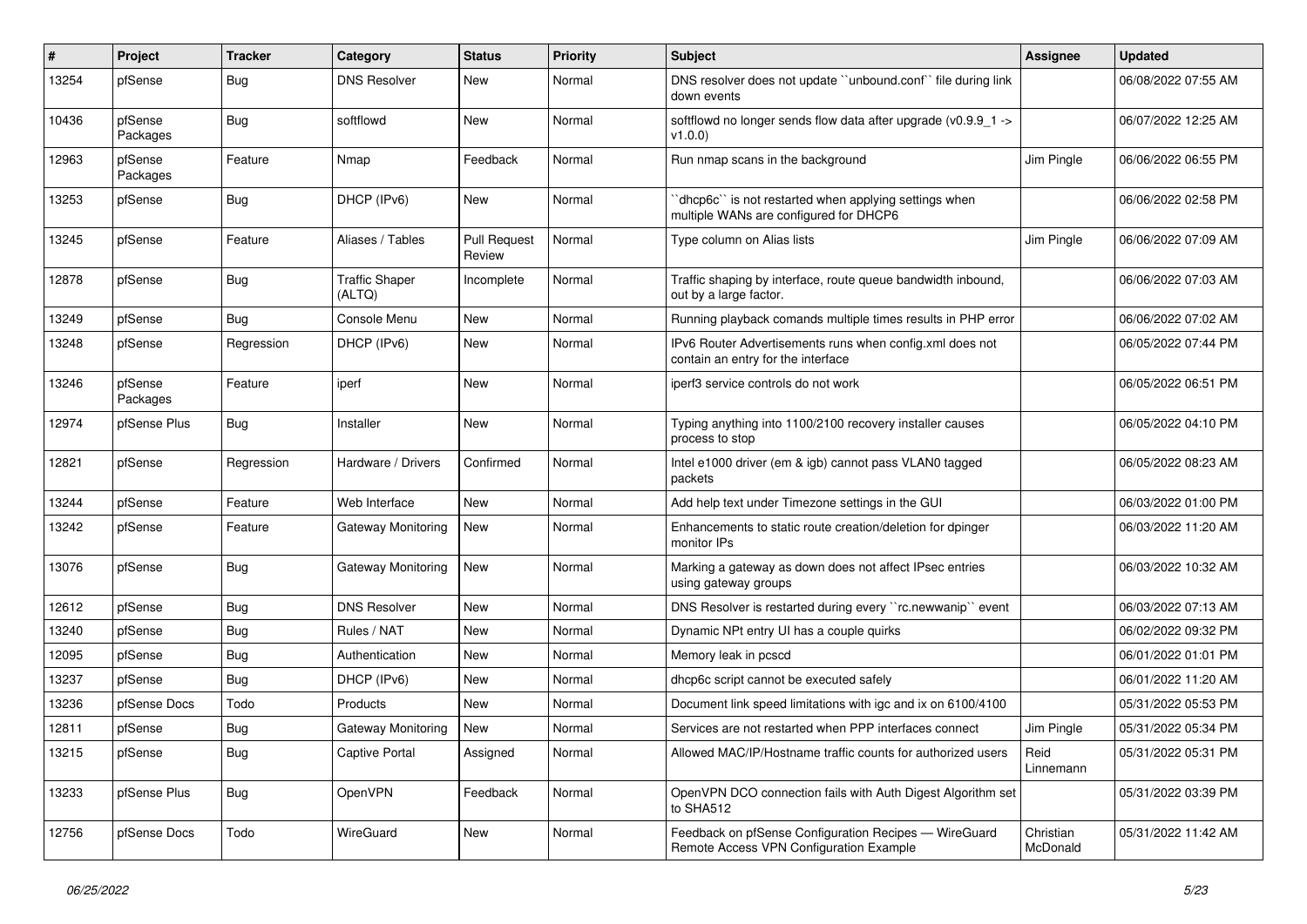| # | Project | Tracker | Category | Status | Priority | Subject | Assignee | Updated |
|---|---|---|---|---|---|---|---|---|
| 13254 | pfSense | Bug | DNS Resolver | New | Normal | DNS resolver does not update ``unbound.conf`` file during link down events | | 06/08/2022 07:55 AM |
| 10436 | pfSense Packages | Bug | softflowd | New | Normal | softflowd no longer sends flow data after upgrade (v0.9.9_1 -> v1.0.0) | | 06/07/2022 12:25 AM |
| 12963 | pfSense Packages | Feature | Nmap | Feedback | Normal | Run nmap scans in the background | Jim Pingle | 06/06/2022 06:55 PM |
| 13253 | pfSense | Bug | DHCP (IPv6) | New | Normal | ``dhcp6c`` is not restarted when applying settings when multiple WANs are configured for DHCP6 | | 06/06/2022 02:58 PM |
| 13245 | pfSense | Feature | Aliases / Tables | Pull Request Review | Normal | Type column on Alias lists | Jim Pingle | 06/06/2022 07:09 AM |
| 12878 | pfSense | Bug | Traffic Shaper (ALTQ) | Incomplete | Normal | Traffic shaping by interface, route queue bandwidth inbound, out by a large factor. | | 06/06/2022 07:03 AM |
| 13249 | pfSense | Bug | Console Menu | New | Normal | Running playback comands multiple times results in PHP error | | 06/06/2022 07:02 AM |
| 13248 | pfSense | Regression | DHCP (IPv6) | New | Normal | IPv6 Router Advertisements runs when config.xml does not contain an entry for the interface | | 06/05/2022 07:44 PM |
| 13246 | pfSense Packages | Feature | iperf | New | Normal | iperf3 service controls do not work | | 06/05/2022 06:51 PM |
| 12974 | pfSense Plus | Bug | Installer | New | Normal | Typing anything into 1100/2100 recovery installer causes process to stop | | 06/05/2022 04:10 PM |
| 12821 | pfSense | Regression | Hardware / Drivers | Confirmed | Normal | Intel e1000 driver (em & igb) cannot pass VLAN0 tagged packets | | 06/05/2022 08:23 AM |
| 13244 | pfSense | Feature | Web Interface | New | Normal | Add help text under Timezone settings in the GUI | | 06/03/2022 01:00 PM |
| 13242 | pfSense | Feature | Gateway Monitoring | New | Normal | Enhancements to static route creation/deletion for dpinger monitor IPs | | 06/03/2022 11:20 AM |
| 13076 | pfSense | Bug | Gateway Monitoring | New | Normal | Marking a gateway as down does not affect IPsec entries using gateway groups | | 06/03/2022 10:32 AM |
| 12612 | pfSense | Bug | DNS Resolver | New | Normal | DNS Resolver is restarted during every ``rc.newwanip`` event | | 06/03/2022 07:13 AM |
| 13240 | pfSense | Bug | Rules / NAT | New | Normal | Dynamic NPt entry UI has a couple quirks | | 06/02/2022 09:32 PM |
| 12095 | pfSense | Bug | Authentication | New | Normal | Memory leak in pcscd | | 06/01/2022 01:01 PM |
| 13237 | pfSense | Bug | DHCP (IPv6) | New | Normal | dhcp6c script cannot be executed safely | | 06/01/2022 11:20 AM |
| 13236 | pfSense Docs | Todo | Products | New | Normal | Document link speed limitations with igc and ix on 6100/4100 | | 05/31/2022 05:53 PM |
| 12811 | pfSense | Bug | Gateway Monitoring | New | Normal | Services are not restarted when PPP interfaces connect | Jim Pingle | 05/31/2022 05:34 PM |
| 13215 | pfSense | Bug | Captive Portal | Assigned | Normal | Allowed MAC/IP/Hostname traffic counts for authorized users | Reid Linnemann | 05/31/2022 05:31 PM |
| 13233 | pfSense Plus | Bug | OpenVPN | Feedback | Normal | OpenVPN DCO connection fails with Auth Digest Algorithm set to SHA512 | | 05/31/2022 03:39 PM |
| 12756 | pfSense Docs | Todo | WireGuard | New | Normal | Feedback on pfSense Configuration Recipes — WireGuard Remote Access VPN Configuration Example | Christian McDonald | 05/31/2022 11:42 AM |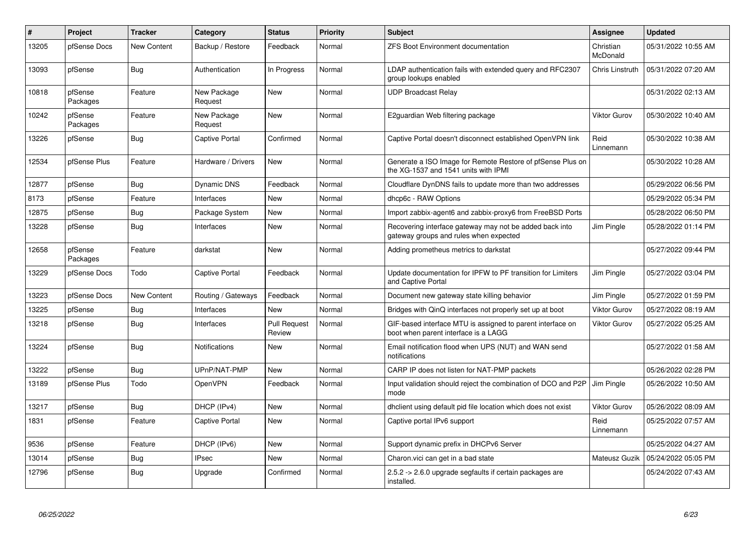| # | Project | Tracker | Category | Status | Priority | Subject | Assignee | Updated |
|---|---|---|---|---|---|---|---|---|
| 13205 | pfSense Docs | New Content | Backup / Restore | Feedback | Normal | ZFS Boot Environment documentation | Christian McDonald | 05/31/2022 10:55 AM |
| 13093 | pfSense | Bug | Authentication | In Progress | Normal | LDAP authentication fails with extended query and RFC2307 group lookups enabled | Chris Linstruth | 05/31/2022 07:20 AM |
| 10818 | pfSense Packages | Feature | New Package Request | New | Normal | UDP Broadcast Relay | | 05/31/2022 02:13 AM |
| 10242 | pfSense Packages | Feature | New Package Request | New | Normal | E2guardian Web filtering package | Viktor Gurov | 05/30/2022 10:40 AM |
| 13226 | pfSense | Bug | Captive Portal | Confirmed | Normal | Captive Portal doesn't disconnect established OpenVPN link | Reid Linnemann | 05/30/2022 10:38 AM |
| 12534 | pfSense Plus | Feature | Hardware / Drivers | New | Normal | Generate a ISO Image for Remote Restore of pfSense Plus on the XG-1537 and 1541 units with IPMI | | 05/30/2022 10:28 AM |
| 12877 | pfSense | Bug | Dynamic DNS | Feedback | Normal | Cloudflare DynDNS fails to update more than two addresses | | 05/29/2022 06:56 PM |
| 8173 | pfSense | Feature | Interfaces | New | Normal | dhcp6c - RAW Options | | 05/29/2022 05:34 PM |
| 12875 | pfSense | Bug | Package System | New | Normal | Import zabbix-agent6 and zabbix-proxy6 from FreeBSD Ports | | 05/28/2022 06:50 PM |
| 13228 | pfSense | Bug | Interfaces | New | Normal | Recovering interface gateway may not be added back into gateway groups and rules when expected | Jim Pingle | 05/28/2022 01:14 PM |
| 12658 | pfSense Packages | Feature | darkstat | New | Normal | Adding prometheus metrics to darkstat | | 05/27/2022 09:44 PM |
| 13229 | pfSense Docs | Todo | Captive Portal | Feedback | Normal | Update documentation for IPFW to PF transition for Limiters and Captive Portal | Jim Pingle | 05/27/2022 03:04 PM |
| 13223 | pfSense Docs | New Content | Routing / Gateways | Feedback | Normal | Document new gateway state killing behavior | Jim Pingle | 05/27/2022 01:59 PM |
| 13225 | pfSense | Bug | Interfaces | New | Normal | Bridges with QinQ interfaces not properly set up at boot | Viktor Gurov | 05/27/2022 08:19 AM |
| 13218 | pfSense | Bug | Interfaces | Pull Request Review | Normal | GIF-based interface MTU is assigned to parent interface on boot when parent interface is a LAGG | Viktor Gurov | 05/27/2022 05:25 AM |
| 13224 | pfSense | Bug | Notifications | New | Normal | Email notification flood when UPS (NUT) and WAN send notifications | | 05/27/2022 01:58 AM |
| 13222 | pfSense | Bug | UPnP/NAT-PMP | New | Normal | CARP IP does not listen for NAT-PMP packets | | 05/26/2022 02:28 PM |
| 13189 | pfSense Plus | Todo | OpenVPN | Feedback | Normal | Input validation should reject the combination of DCO and P2P mode | Jim Pingle | 05/26/2022 10:50 AM |
| 13217 | pfSense | Bug | DHCP (IPv4) | New | Normal | dhclient using default pid file location which does not exist | Viktor Gurov | 05/26/2022 08:09 AM |
| 1831 | pfSense | Feature | Captive Portal | New | Normal | Captive portal IPv6 support | Reid Linnemann | 05/25/2022 07:57 AM |
| 9536 | pfSense | Feature | DHCP (IPv6) | New | Normal | Support dynamic prefix in DHCPv6 Server | | 05/25/2022 04:27 AM |
| 13014 | pfSense | Bug | IPsec | New | Normal | Charon.vici can get in a bad state | Mateusz Guzik | 05/24/2022 05:05 PM |
| 12796 | pfSense | Bug | Upgrade | Confirmed | Normal | 2.5.2 -> 2.6.0 upgrade segfaults if certain packages are installed. | | 05/24/2022 07:43 AM |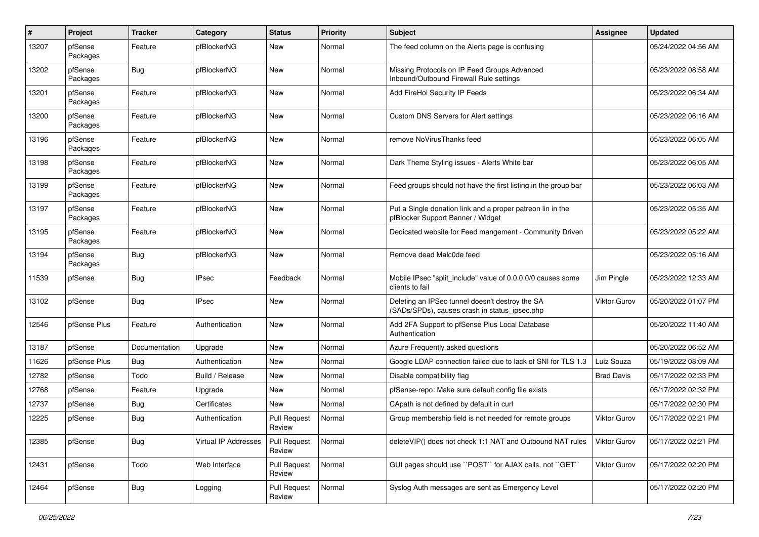| # | Project | Tracker | Category | Status | Priority | Subject | Assignee | Updated |
|---|---|---|---|---|---|---|---|---|
| 13207 | pfSense Packages | Feature | pfBlockerNG | New | Normal | The feed column on the Alerts page is confusing | | 05/24/2022 04:56 AM |
| 13202 | pfSense Packages | Bug | pfBlockerNG | New | Normal | Missing Protocols on IP Feed Groups Advanced Inbound/Outbound Firewall Rule settings | | 05/23/2022 08:58 AM |
| 13201 | pfSense Packages | Feature | pfBlockerNG | New | Normal | Add FireHol Security IP Feeds | | 05/23/2022 06:34 AM |
| 13200 | pfSense Packages | Feature | pfBlockerNG | New | Normal | Custom DNS Servers for Alert settings | | 05/23/2022 06:16 AM |
| 13196 | pfSense Packages | Feature | pfBlockerNG | New | Normal | remove NoVirusThanks feed | | 05/23/2022 06:05 AM |
| 13198 | pfSense Packages | Feature | pfBlockerNG | New | Normal | Dark Theme Styling issues - Alerts White bar | | 05/23/2022 06:05 AM |
| 13199 | pfSense Packages | Feature | pfBlockerNG | New | Normal | Feed groups should not have the first listing in the group bar | | 05/23/2022 06:03 AM |
| 13197 | pfSense Packages | Feature | pfBlockerNG | New | Normal | Put a Single donation link and a proper patreon lin in the pfBlocker Support Banner / Widget | | 05/23/2022 05:35 AM |
| 13195 | pfSense Packages | Feature | pfBlockerNG | New | Normal | Dedicated website for Feed mangement - Community Driven | | 05/23/2022 05:22 AM |
| 13194 | pfSense Packages | Bug | pfBlockerNG | New | Normal | Remove dead Malc0de feed | | 05/23/2022 05:16 AM |
| 11539 | pfSense | Bug | IPsec | Feedback | Normal | Mobile IPsec "split_include" value of 0.0.0.0/0 causes some clients to fail | Jim Pingle | 05/23/2022 12:33 AM |
| 13102 | pfSense | Bug | IPsec | New | Normal | Deleting an IPSec tunnel doesn't destroy the SA (SADs/SPDs), causes crash in status_ipsec.php | Viktor Gurov | 05/20/2022 01:07 PM |
| 12546 | pfSense Plus | Feature | Authentication | New | Normal | Add 2FA Support to pfSense Plus Local Database Authentication | | 05/20/2022 11:40 AM |
| 13187 | pfSense | Documentation | Upgrade | New | Normal | Azure Frequently asked questions | | 05/20/2022 06:52 AM |
| 11626 | pfSense Plus | Bug | Authentication | New | Normal | Google LDAP connection failed due to lack of SNI for TLS 1.3 | Luiz Souza | 05/19/2022 08:09 AM |
| 12782 | pfSense | Todo | Build / Release | New | Normal | Disable compatibility flag | Brad Davis | 05/17/2022 02:33 PM |
| 12768 | pfSense | Feature | Upgrade | New | Normal | pfSense-repo: Make sure default config file exists | | 05/17/2022 02:32 PM |
| 12737 | pfSense | Bug | Certificates | New | Normal | CApath is not defined by default in curl | | 05/17/2022 02:30 PM |
| 12225 | pfSense | Bug | Authentication | Pull Request Review | Normal | Group membership field is not needed for remote groups | Viktor Gurov | 05/17/2022 02:21 PM |
| 12385 | pfSense | Bug | Virtual IP Addresses | Pull Request Review | Normal | deleteVIP() does not check 1:1 NAT and Outbound NAT rules | Viktor Gurov | 05/17/2022 02:21 PM |
| 12431 | pfSense | Todo | Web Interface | Pull Request Review | Normal | GUI pages should use ``POST`` for AJAX calls, not ``GET`` | Viktor Gurov | 05/17/2022 02:20 PM |
| 12464 | pfSense | Bug | Logging | Pull Request Review | Normal | Syslog Auth messages are sent as Emergency Level | | 05/17/2022 02:20 PM |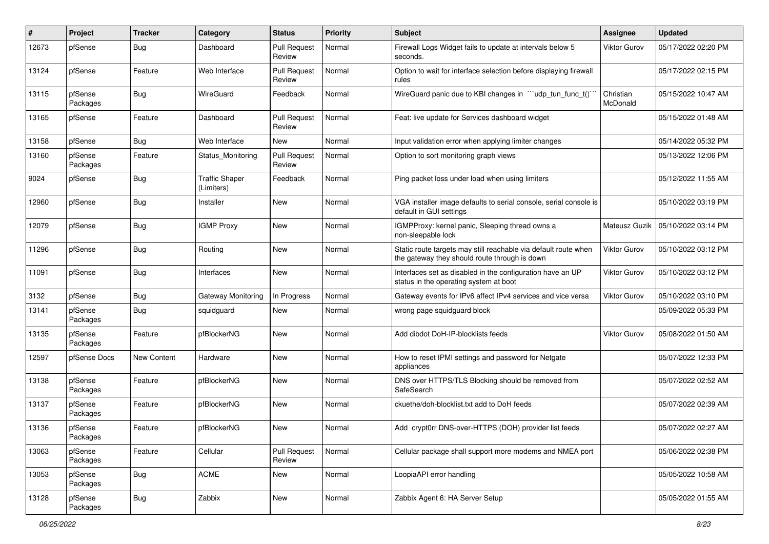| # | Project | Tracker | Category | Status | Priority | Subject | Assignee | Updated |
|---|---|---|---|---|---|---|---|---|
| 12673 | pfSense | Bug | Dashboard | Pull Request Review | Normal | Firewall Logs Widget fails to update at intervals below 5 seconds. | Viktor Gurov | 05/17/2022 02:20 PM |
| 13124 | pfSense | Feature | Web Interface | Pull Request Review | Normal | Option to wait for interface selection before displaying firewall rules | | 05/17/2022 02:15 PM |
| 13115 | pfSense Packages | Bug | WireGuard | Feedback | Normal | WireGuard panic due to KBI changes in ```udp_tun_func_t()``` | Christian McDonald | 05/15/2022 10:47 AM |
| 13165 | pfSense | Feature | Dashboard | Pull Request Review | Normal | Feat: live update for Services dashboard widget | | 05/15/2022 01:48 AM |
| 13158 | pfSense | Bug | Web Interface | New | Normal | Input validation error when applying limiter changes | | 05/14/2022 05:32 PM |
| 13160 | pfSense Packages | Feature | Status_Monitoring | Pull Request Review | Normal | Option to sort monitoring graph views | | 05/13/2022 12:06 PM |
| 9024 | pfSense | Bug | Traffic Shaper (Limiters) | Feedback | Normal | Ping packet loss under load when using limiters | | 05/12/2022 11:55 AM |
| 12960 | pfSense | Bug | Installer | New | Normal | VGA installer image defaults to serial console, serial console is default in GUI settings | | 05/10/2022 03:19 PM |
| 12079 | pfSense | Bug | IGMP Proxy | New | Normal | IGMPProxy: kernel panic, Sleeping thread owns a non-sleepable lock | Mateusz Guzik | 05/10/2022 03:14 PM |
| 11296 | pfSense | Bug | Routing | New | Normal | Static route targets may still reachable via default route when the gateway they should route through is down | Viktor Gurov | 05/10/2022 03:12 PM |
| 11091 | pfSense | Bug | Interfaces | New | Normal | Interfaces set as disabled in the configuration have an UP status in the operating system at boot | Viktor Gurov | 05/10/2022 03:12 PM |
| 3132 | pfSense | Bug | Gateway Monitoring | In Progress | Normal | Gateway events for IPv6 affect IPv4 services and vice versa | Viktor Gurov | 05/10/2022 03:10 PM |
| 13141 | pfSense Packages | Bug | squidguard | New | Normal | wrong page squidguard block | | 05/09/2022 05:33 PM |
| 13135 | pfSense Packages | Feature | pfBlockerNG | New | Normal | Add dibdot DoH-IP-blocklists feeds | Viktor Gurov | 05/08/2022 01:50 AM |
| 12597 | pfSense Docs | New Content | Hardware | New | Normal | How to reset IPMI settings and password for Netgate appliances | | 05/07/2022 12:33 PM |
| 13138 | pfSense Packages | Feature | pfBlockerNG | New | Normal | DNS over HTTPS/TLS Blocking should be removed from SafeSearch | | 05/07/2022 02:52 AM |
| 13137 | pfSense Packages | Feature | pfBlockerNG | New | Normal | ckuethe/doh-blocklist.txt add to DoH feeds | | 05/07/2022 02:39 AM |
| 13136 | pfSense Packages | Feature | pfBlockerNG | New | Normal | Add crypt0rr DNS-over-HTTPS (DOH) provider list feeds | | 05/07/2022 02:27 AM |
| 13063 | pfSense Packages | Feature | Cellular | Pull Request Review | Normal | Cellular package shall support more modems and NMEA port | | 05/06/2022 02:38 PM |
| 13053 | pfSense Packages | Bug | ACME | New | Normal | LoopiaAPI error handling | | 05/05/2022 10:58 AM |
| 13128 | pfSense Packages | Bug | Zabbix | New | Normal | Zabbix Agent 6: HA Server Setup | | 05/05/2022 01:55 AM |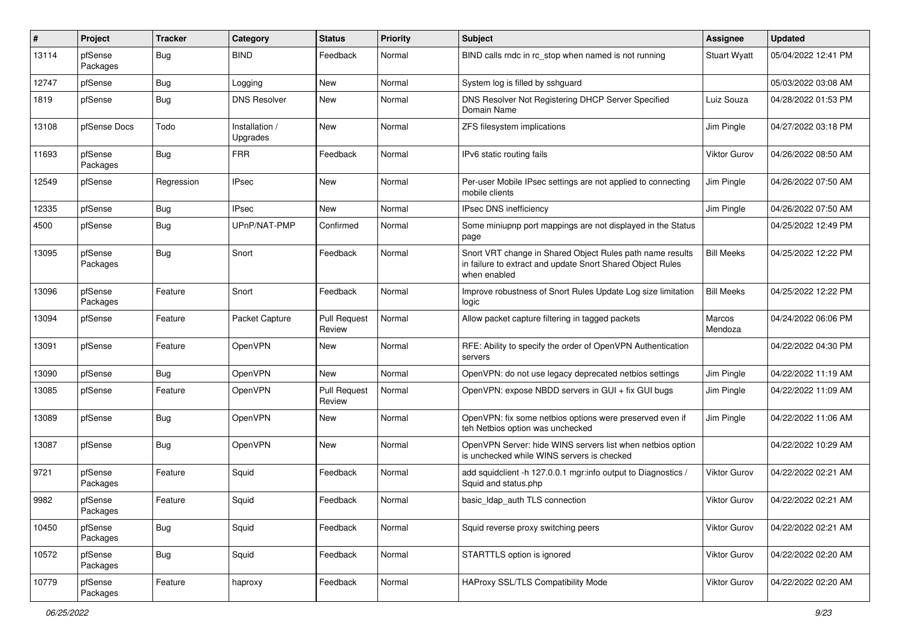| # | Project | Tracker | Category | Status | Priority | Subject | Assignee | Updated |
|---|---|---|---|---|---|---|---|---|
| 13114 | pfSense Packages | Bug | BIND | Feedback | Normal | BIND calls rndc in rc_stop when named is not running | Stuart Wyatt | 05/04/2022 12:41 PM |
| 12747 | pfSense | Bug | Logging | New | Normal | System log is filled by sshguard | | 05/03/2022 03:08 AM |
| 1819 | pfSense | Bug | DNS Resolver | New | Normal | DNS Resolver Not Registering DHCP Server Specified Domain Name | Luiz Souza | 04/28/2022 01:53 PM |
| 13108 | pfSense Docs | Todo | Installation / Upgrades | New | Normal | ZFS filesystem implications | Jim Pingle | 04/27/2022 03:18 PM |
| 11693 | pfSense Packages | Bug | FRR | Feedback | Normal | IPv6 static routing fails | Viktor Gurov | 04/26/2022 08:50 AM |
| 12549 | pfSense | Regression | IPsec | New | Normal | Per-user Mobile IPsec settings are not applied to connecting mobile clients | Jim Pingle | 04/26/2022 07:50 AM |
| 12335 | pfSense | Bug | IPsec | New | Normal | IPsec DNS inefficiency | Jim Pingle | 04/26/2022 07:50 AM |
| 4500 | pfSense | Bug | UPnP/NAT-PMP | Confirmed | Normal | Some miniupnp port mappings are not displayed in the Status page | | 04/25/2022 12:49 PM |
| 13095 | pfSense Packages | Bug | Snort | Feedback | Normal | Snort VRT change in Shared Object Rules path name results in failure to extract and update Snort Shared Object Rules when enabled | Bill Meeks | 04/25/2022 12:22 PM |
| 13096 | pfSense Packages | Feature | Snort | Feedback | Normal | Improve robustness of Snort Rules Update Log size limitation logic | Bill Meeks | 04/25/2022 12:22 PM |
| 13094 | pfSense | Feature | Packet Capture | Pull Request Review | Normal | Allow packet capture filtering in tagged packets | Marcos Mendoza | 04/24/2022 06:06 PM |
| 13091 | pfSense | Feature | OpenVPN | New | Normal | RFE: Ability to specify the order of OpenVPN Authentication servers | | 04/22/2022 04:30 PM |
| 13090 | pfSense | Bug | OpenVPN | New | Normal | OpenVPN: do not use legacy deprecated netbios settings | Jim Pingle | 04/22/2022 11:19 AM |
| 13085 | pfSense | Feature | OpenVPN | Pull Request Review | Normal | OpenVPN: expose NBDD servers in GUI + fix GUI bugs | Jim Pingle | 04/22/2022 11:09 AM |
| 13089 | pfSense | Bug | OpenVPN | New | Normal | OpenVPN: fix some netbios options were preserved even if teh Netbios option was unchecked | Jim Pingle | 04/22/2022 11:06 AM |
| 13087 | pfSense | Bug | OpenVPN | New | Normal | OpenVPN Server: hide WINS servers list when netbios option is unchecked while WINS servers is checked | | 04/22/2022 10:29 AM |
| 9721 | pfSense Packages | Feature | Squid | Feedback | Normal | add squidclient -h 127.0.0.1 mgr:info output to Diagnostics / Squid and status.php | Viktor Gurov | 04/22/2022 02:21 AM |
| 9982 | pfSense Packages | Feature | Squid | Feedback | Normal | basic_ldap_auth TLS connection | Viktor Gurov | 04/22/2022 02:21 AM |
| 10450 | pfSense Packages | Bug | Squid | Feedback | Normal | Squid reverse proxy switching peers | Viktor Gurov | 04/22/2022 02:21 AM |
| 10572 | pfSense Packages | Bug | Squid | Feedback | Normal | STARTTLS option is ignored | Viktor Gurov | 04/22/2022 02:20 AM |
| 10779 | pfSense Packages | Feature | haproxy | Feedback | Normal | HAProxy SSL/TLS Compatibility Mode | Viktor Gurov | 04/22/2022 02:20 AM |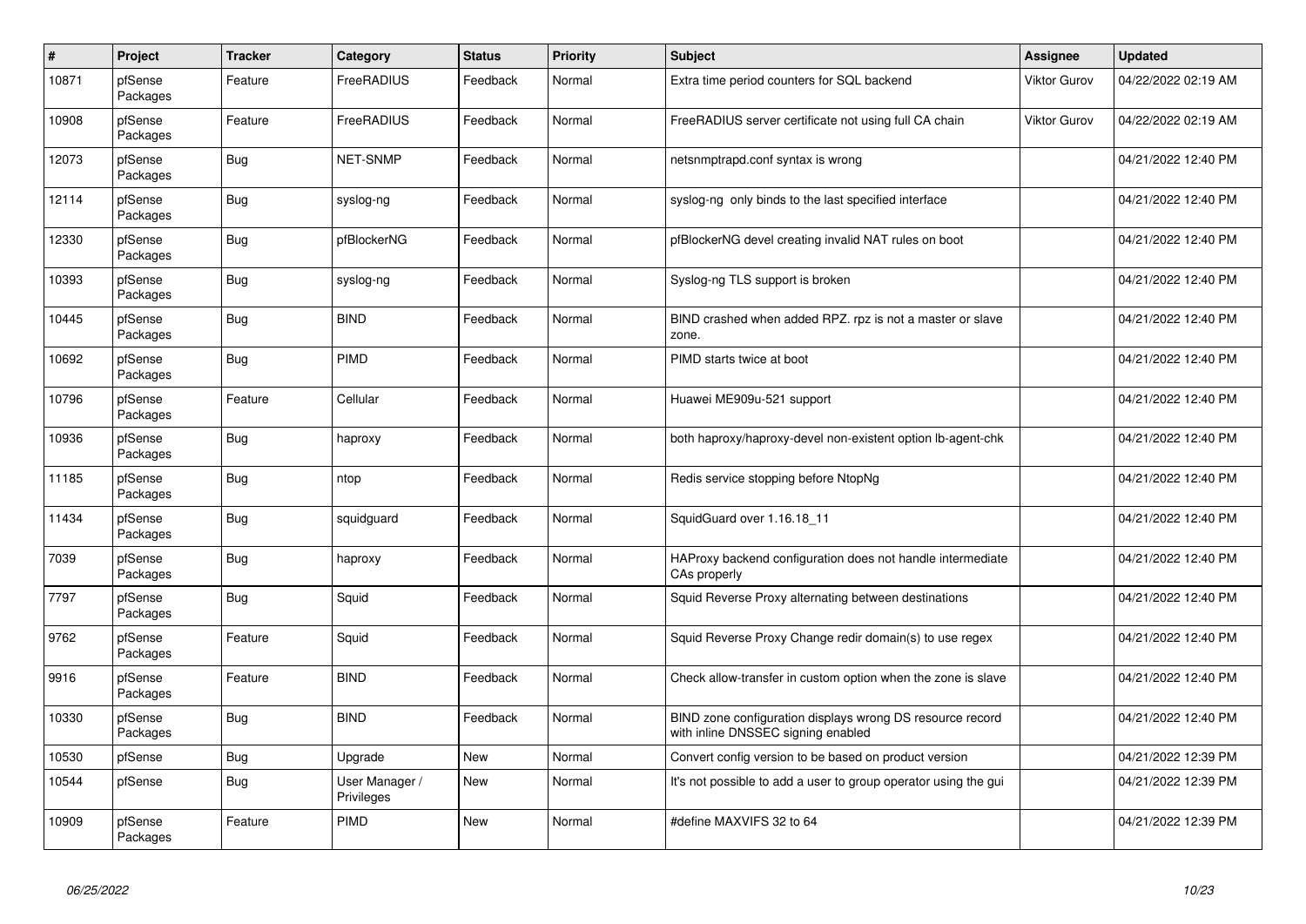| # | Project | Tracker | Category | Status | Priority | Subject | Assignee | Updated |
|---|---|---|---|---|---|---|---|---|
| 10871 | pfSense Packages | Feature | FreeRADIUS | Feedback | Normal | Extra time period counters for SQL backend | Viktor Gurov | 04/22/2022 02:19 AM |
| 10908 | pfSense Packages | Feature | FreeRADIUS | Feedback | Normal | FreeRADIUS server certificate not using full CA chain | Viktor Gurov | 04/22/2022 02:19 AM |
| 12073 | pfSense Packages | Bug | NET-SNMP | Feedback | Normal | netsnmptrapd.conf syntax is wrong | | 04/21/2022 12:40 PM |
| 12114 | pfSense Packages | Bug | syslog-ng | Feedback | Normal | syslog-ng only binds to the last specified interface | | 04/21/2022 12:40 PM |
| 12330 | pfSense Packages | Bug | pfBlockerNG | Feedback | Normal | pfBlockerNG devel creating invalid NAT rules on boot | | 04/21/2022 12:40 PM |
| 10393 | pfSense Packages | Bug | syslog-ng | Feedback | Normal | Syslog-ng TLS support is broken | | 04/21/2022 12:40 PM |
| 10445 | pfSense Packages | Bug | BIND | Feedback | Normal | BIND crashed when added RPZ. rpz is not a master or slave zone. | | 04/21/2022 12:40 PM |
| 10692 | pfSense Packages | Bug | PIMD | Feedback | Normal | PIMD starts twice at boot | | 04/21/2022 12:40 PM |
| 10796 | pfSense Packages | Feature | Cellular | Feedback | Normal | Huawei ME909u-521 support | | 04/21/2022 12:40 PM |
| 10936 | pfSense Packages | Bug | haproxy | Feedback | Normal | both haproxy/haproxy-devel non-existent option lb-agent-chk | | 04/21/2022 12:40 PM |
| 11185 | pfSense Packages | Bug | ntop | Feedback | Normal | Redis service stopping before NtopNg | | 04/21/2022 12:40 PM |
| 11434 | pfSense Packages | Bug | squidguard | Feedback | Normal | SquidGuard over 1.16.18_11 | | 04/21/2022 12:40 PM |
| 7039 | pfSense Packages | Bug | haproxy | Feedback | Normal | HAProxy backend configuration does not handle intermediate CAs properly | | 04/21/2022 12:40 PM |
| 7797 | pfSense Packages | Bug | Squid | Feedback | Normal | Squid Reverse Proxy alternating between destinations | | 04/21/2022 12:40 PM |
| 9762 | pfSense Packages | Feature | Squid | Feedback | Normal | Squid Reverse Proxy Change redir domain(s) to use regex | | 04/21/2022 12:40 PM |
| 9916 | pfSense Packages | Feature | BIND | Feedback | Normal | Check allow-transfer in custom option when the zone is slave | | 04/21/2022 12:40 PM |
| 10330 | pfSense Packages | Bug | BIND | Feedback | Normal | BIND zone configuration displays wrong DS resource record with inline DNSSEC signing enabled | | 04/21/2022 12:40 PM |
| 10530 | pfSense | Bug | Upgrade | New | Normal | Convert config version to be based on product version | | 04/21/2022 12:39 PM |
| 10544 | pfSense | Bug | User Manager / Privileges | New | Normal | It's not possible to add a user to group operator using the gui | | 04/21/2022 12:39 PM |
| 10909 | pfSense Packages | Feature | PIMD | New | Normal | #define MAXVIFS 32 to 64 | | 04/21/2022 12:39 PM |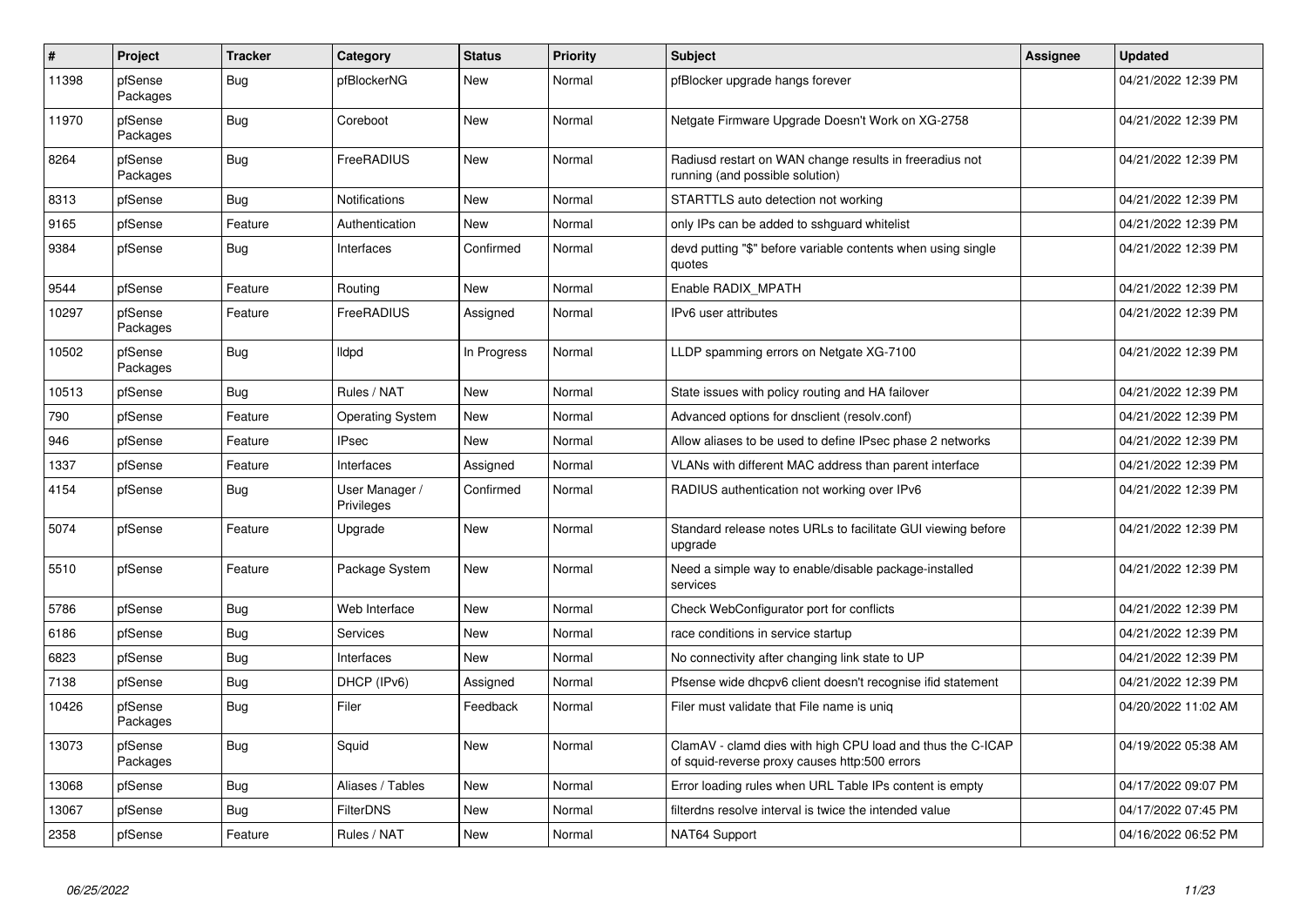| # | Project | Tracker | Category | Status | Priority | Subject | Assignee | Updated |
|---|---|---|---|---|---|---|---|---|
| 11398 | pfSense Packages | Bug | pfBlockerNG | New | Normal | pfBlocker upgrade hangs forever | | 04/21/2022 12:39 PM |
| 11970 | pfSense Packages | Bug | Coreboot | New | Normal | Netgate Firmware Upgrade Doesn't Work on XG-2758 | | 04/21/2022 12:39 PM |
| 8264 | pfSense Packages | Bug | FreeRADIUS | New | Normal | Radiusd restart on WAN change results in freeradius not running (and possible solution) | | 04/21/2022 12:39 PM |
| 8313 | pfSense | Bug | Notifications | New | Normal | STARTTLS auto detection not working | | 04/21/2022 12:39 PM |
| 9165 | pfSense | Feature | Authentication | New | Normal | only IPs can be added to sshguard whitelist | | 04/21/2022 12:39 PM |
| 9384 | pfSense | Bug | Interfaces | Confirmed | Normal | devd putting "$" before variable contents when using single quotes | | 04/21/2022 12:39 PM |
| 9544 | pfSense | Feature | Routing | New | Normal | Enable RADIX_MPATH | | 04/21/2022 12:39 PM |
| 10297 | pfSense Packages | Feature | FreeRADIUS | Assigned | Normal | IPv6 user attributes | | 04/21/2022 12:39 PM |
| 10502 | pfSense Packages | Bug | lldpd | In Progress | Normal | LLDP spamming errors on Netgate XG-7100 | | 04/21/2022 12:39 PM |
| 10513 | pfSense | Bug | Rules / NAT | New | Normal | State issues with policy routing and HA failover | | 04/21/2022 12:39 PM |
| 790 | pfSense | Feature | Operating System | New | Normal | Advanced options for dnsclient (resolv.conf) | | 04/21/2022 12:39 PM |
| 946 | pfSense | Feature | IPsec | New | Normal | Allow aliases to be used to define IPsec phase 2 networks | | 04/21/2022 12:39 PM |
| 1337 | pfSense | Feature | Interfaces | Assigned | Normal | VLANs with different MAC address than parent interface | | 04/21/2022 12:39 PM |
| 4154 | pfSense | Bug | User Manager / Privileges | Confirmed | Normal | RADIUS authentication not working over IPv6 | | 04/21/2022 12:39 PM |
| 5074 | pfSense | Feature | Upgrade | New | Normal | Standard release notes URLs to facilitate GUI viewing before upgrade | | 04/21/2022 12:39 PM |
| 5510 | pfSense | Feature | Package System | New | Normal | Need a simple way to enable/disable package-installed services | | 04/21/2022 12:39 PM |
| 5786 | pfSense | Bug | Web Interface | New | Normal | Check WebConfigurator port for conflicts | | 04/21/2022 12:39 PM |
| 6186 | pfSense | Bug | Services | New | Normal | race conditions in service startup | | 04/21/2022 12:39 PM |
| 6823 | pfSense | Bug | Interfaces | New | Normal | No connectivity after changing link state to UP | | 04/21/2022 12:39 PM |
| 7138 | pfSense | Bug | DHCP (IPv6) | Assigned | Normal | Pfsense wide dhcpv6 client doesn't recognise ifid statement | | 04/21/2022 12:39 PM |
| 10426 | pfSense Packages | Bug | Filer | Feedback | Normal | Filer must validate that File name is uniq | | 04/20/2022 11:02 AM |
| 13073 | pfSense Packages | Bug | Squid | New | Normal | ClamAV - clamd dies with high CPU load and thus the C-ICAP of squid-reverse proxy causes http:500 errors | | 04/19/2022 05:38 AM |
| 13068 | pfSense | Bug | Aliases / Tables | New | Normal | Error loading rules when URL Table IPs content is empty | | 04/17/2022 09:07 PM |
| 13067 | pfSense | Bug | FilterDNS | New | Normal | filterdns resolve interval is twice the intended value | | 04/17/2022 07:45 PM |
| 2358 | pfSense | Feature | Rules / NAT | New | Normal | NAT64 Support | | 04/16/2022 06:52 PM |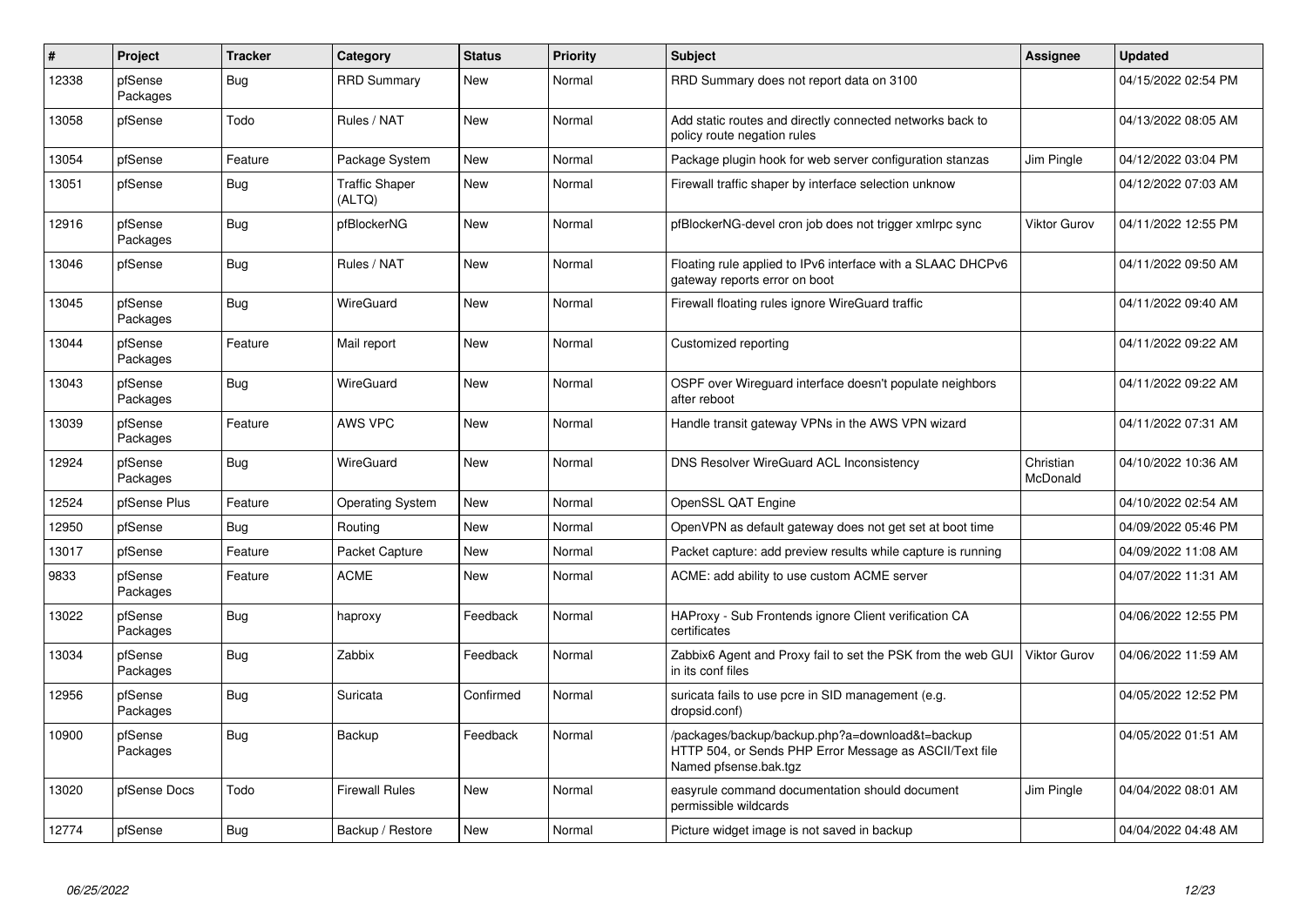| # | Project | Tracker | Category | Status | Priority | Subject | Assignee | Updated |
|---|---|---|---|---|---|---|---|---|
| 12338 | pfSense Packages | Bug | RRD Summary | New | Normal | RRD Summary does not report data on 3100 | | 04/15/2022 02:54 PM |
| 13058 | pfSense | Todo | Rules / NAT | New | Normal | Add static routes and directly connected networks back to policy route negation rules | | 04/13/2022 08:05 AM |
| 13054 | pfSense | Feature | Package System | New | Normal | Package plugin hook for web server configuration stanzas | Jim Pingle | 04/12/2022 03:04 PM |
| 13051 | pfSense | Bug | Traffic Shaper (ALTQ) | New | Normal | Firewall traffic shaper by interface selection unknow | | 04/12/2022 07:03 AM |
| 12916 | pfSense Packages | Bug | pfBlockerNG | New | Normal | pfBlockerNG-devel cron job does not trigger xmlrpc sync | Viktor Gurov | 04/11/2022 12:55 PM |
| 13046 | pfSense | Bug | Rules / NAT | New | Normal | Floating rule applied to IPv6 interface with a SLAAC DHCPv6 gateway reports error on boot | | 04/11/2022 09:50 AM |
| 13045 | pfSense Packages | Bug | WireGuard | New | Normal | Firewall floating rules ignore WireGuard traffic | | 04/11/2022 09:40 AM |
| 13044 | pfSense Packages | Feature | Mail report | New | Normal | Customized reporting | | 04/11/2022 09:22 AM |
| 13043 | pfSense Packages | Bug | WireGuard | New | Normal | OSPF over Wireguard interface doesn't populate neighbors after reboot | | 04/11/2022 09:22 AM |
| 13039 | pfSense Packages | Feature | AWS VPC | New | Normal | Handle transit gateway VPNs in the AWS VPN wizard | | 04/11/2022 07:31 AM |
| 12924 | pfSense Packages | Bug | WireGuard | New | Normal | DNS Resolver WireGuard ACL Inconsistency | Christian McDonald | 04/10/2022 10:36 AM |
| 12524 | pfSense Plus | Feature | Operating System | New | Normal | OpenSSL QAT Engine | | 04/10/2022 02:54 AM |
| 12950 | pfSense | Bug | Routing | New | Normal | OpenVPN as default gateway does not get set at boot time | | 04/09/2022 05:46 PM |
| 13017 | pfSense | Feature | Packet Capture | New | Normal | Packet capture: add preview results while capture is running | | 04/09/2022 11:08 AM |
| 9833 | pfSense Packages | Feature | ACME | New | Normal | ACME: add ability to use custom ACME server | | 04/07/2022 11:31 AM |
| 13022 | pfSense Packages | Bug | haproxy | Feedback | Normal | HAProxy - Sub Frontends ignore Client verification CA certificates | | 04/06/2022 12:55 PM |
| 13034 | pfSense Packages | Bug | Zabbix | Feedback | Normal | Zabbix6 Agent and Proxy fail to set the PSK from the web GUI in its conf files | Viktor Gurov | 04/06/2022 11:59 AM |
| 12956 | pfSense Packages | Bug | Suricata | Confirmed | Normal | suricata fails to use pcre in SID management (e.g. dropsid.conf) | | 04/05/2022 12:52 PM |
| 10900 | pfSense Packages | Bug | Backup | Feedback | Normal | /packages/backup/backup.php?a=download&t=backup HTTP 504, or Sends PHP Error Message as ASCII/Text file Named pfsense.bak.tgz | | 04/05/2022 01:51 AM |
| 13020 | pfSense Docs | Todo | Firewall Rules | New | Normal | easyrule command documentation should document permissible wildcards | Jim Pingle | 04/04/2022 08:01 AM |
| 12774 | pfSense | Bug | Backup / Restore | New | Normal | Picture widget image is not saved in backup | | 04/04/2022 04:48 AM |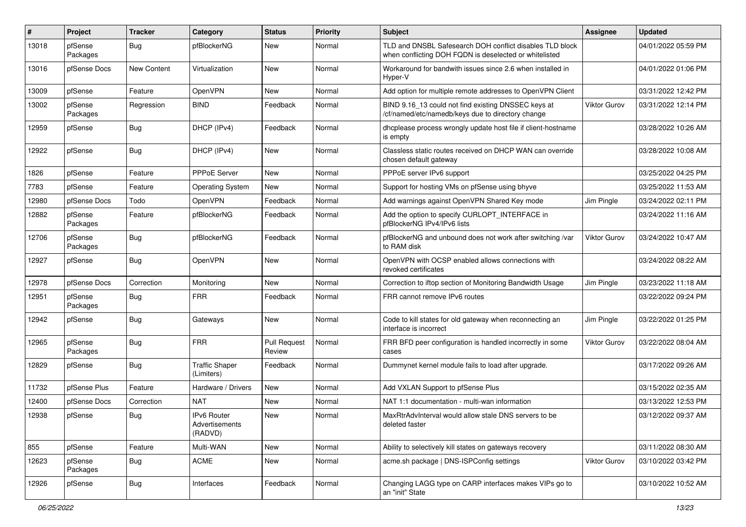| # | Project | Tracker | Category | Status | Priority | Subject | Assignee | Updated |
|---|---|---|---|---|---|---|---|---|
| 13018 | pfSense Packages | Bug | pfBlockerNG | New | Normal | TLD and DNSBL Safesearch DOH conflict disables TLD block when conflicting DOH FQDN is deselected or whitelisted | | 04/01/2022 05:59 PM |
| 13016 | pfSense Docs | New Content | Virtualization | New | Normal | Workaround for bandwith issues since 2.6 when installed in Hyper-V | | 04/01/2022 01:06 PM |
| 13009 | pfSense | Feature | OpenVPN | New | Normal | Add option for multiple remote addresses to OpenVPN Client | | 03/31/2022 12:42 PM |
| 13002 | pfSense Packages | Regression | BIND | Feedback | Normal | BIND 9.16_13 could not find existing DNSSEC keys at /cf/named/etc/namedb/keys due to directory change | Viktor Gurov | 03/31/2022 12:14 PM |
| 12959 | pfSense | Bug | DHCP (IPv4) | Feedback | Normal | dhcplease process wrongly update host file if client-hostname is empty | | 03/28/2022 10:26 AM |
| 12922 | pfSense | Bug | DHCP (IPv4) | New | Normal | Classless static routes received on DHCP WAN can override chosen default gateway | | 03/28/2022 10:08 AM |
| 1826 | pfSense | Feature | PPPoE Server | New | Normal | PPPoE server IPv6 support | | 03/25/2022 04:25 PM |
| 7783 | pfSense | Feature | Operating System | New | Normal | Support for hosting VMs on pfSense using bhyve | | 03/25/2022 11:53 AM |
| 12980 | pfSense Docs | Todo | OpenVPN | Feedback | Normal | Add warnings against OpenVPN Shared Key mode | Jim Pingle | 03/24/2022 02:11 PM |
| 12882 | pfSense Packages | Feature | pfBlockerNG | Feedback | Normal | Add the option to specify CURLOPT_INTERFACE in pfBlockerNG IPv4/IPv6 lists | | 03/24/2022 11:16 AM |
| 12706 | pfSense Packages | Bug | pfBlockerNG | Feedback | Normal | pfBlockerNG and unbound does not work after switching /var to RAM disk | Viktor Gurov | 03/24/2022 10:47 AM |
| 12927 | pfSense | Bug | OpenVPN | New | Normal | OpenVPN with OCSP enabled allows connections with revoked certificates | | 03/24/2022 08:22 AM |
| 12978 | pfSense Docs | Correction | Monitoring | New | Normal | Correction to iftop section of Monitoring Bandwidth Usage | Jim Pingle | 03/23/2022 11:18 AM |
| 12951 | pfSense Packages | Bug | FRR | Feedback | Normal | FRR cannot remove IPv6 routes | | 03/22/2022 09:24 PM |
| 12942 | pfSense | Bug | Gateways | New | Normal | Code to kill states for old gateway when reconnecting an interface is incorrect | Jim Pingle | 03/22/2022 01:25 PM |
| 12965 | pfSense Packages | Bug | FRR | Pull Request Review | Normal | FRR BFD peer configuration is handled incorrectly in some cases | Viktor Gurov | 03/22/2022 08:04 AM |
| 12829 | pfSense | Bug | Traffic Shaper (Limiters) | Feedback | Normal | Dummynet kernel module fails to load after upgrade. | | 03/17/2022 09:26 AM |
| 11732 | pfSense Plus | Feature | Hardware / Drivers | New | Normal | Add VXLAN Support to pfSense Plus | | 03/15/2022 02:35 AM |
| 12400 | pfSense Docs | Correction | NAT | New | Normal | NAT 1:1 documentation - multi-wan information | | 03/13/2022 12:53 PM |
| 12938 | pfSense | Bug | IPv6 Router Advertisements (RADVD) | New | Normal | MaxRtrAdvInterval would allow stale DNS servers to be deleted faster | | 03/12/2022 09:37 AM |
| 855 | pfSense | Feature | Multi-WAN | New | Normal | Ability to selectively kill states on gateways recovery | | 03/11/2022 08:30 AM |
| 12623 | pfSense Packages | Bug | ACME | New | Normal | acme.sh package \| DNS-ISPConfig settings | Viktor Gurov | 03/10/2022 03:42 PM |
| 12926 | pfSense | Bug | Interfaces | Feedback | Normal | Changing LAGG type on CARP interfaces makes VIPs go to an "init" State | | 03/10/2022 10:52 AM |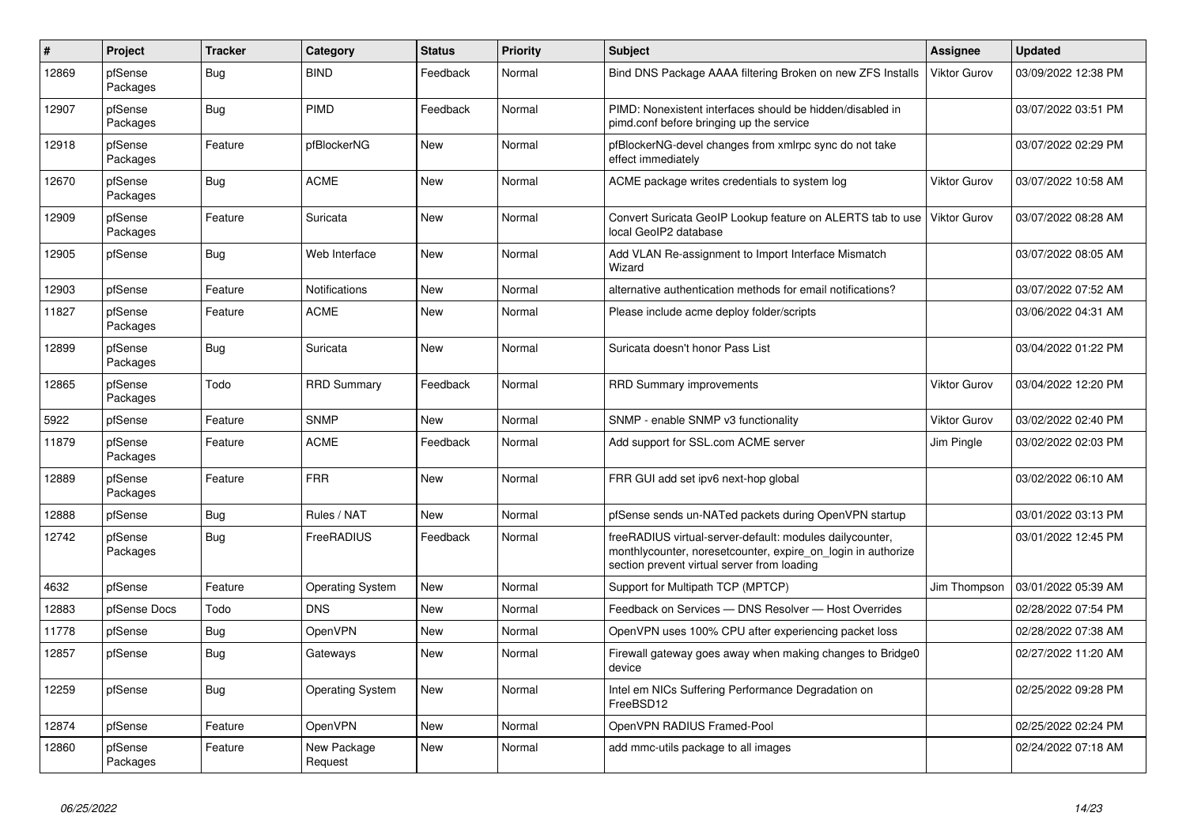| # | Project | Tracker | Category | Status | Priority | Subject | Assignee | Updated |
|---|---|---|---|---|---|---|---|---|
| 12869 | pfSense Packages | Bug | BIND | Feedback | Normal | Bind DNS Package AAAA filtering Broken on new ZFS Installs | Viktor Gurov | 03/09/2022 12:38 PM |
| 12907 | pfSense Packages | Bug | PIMD | Feedback | Normal | PIMD: Nonexistent interfaces should be hidden/disabled in pimd.conf before bringing up the service | | 03/07/2022 03:51 PM |
| 12918 | pfSense Packages | Feature | pfBlockerNG | New | Normal | pfBlockerNG-devel changes from xmlrpc sync do not take effect immediately | | 03/07/2022 02:29 PM |
| 12670 | pfSense Packages | Bug | ACME | New | Normal | ACME package writes credentials to system log | Viktor Gurov | 03/07/2022 10:58 AM |
| 12909 | pfSense Packages | Feature | Suricata | New | Normal | Convert Suricata GeoIP Lookup feature on ALERTS tab to use local GeoIP2 database | Viktor Gurov | 03/07/2022 08:28 AM |
| 12905 | pfSense | Bug | Web Interface | New | Normal | Add VLAN Re-assignment to Import Interface Mismatch Wizard | | 03/07/2022 08:05 AM |
| 12903 | pfSense | Feature | Notifications | New | Normal | alternative authentication methods for email notifications? | | 03/07/2022 07:52 AM |
| 11827 | pfSense Packages | Feature | ACME | New | Normal | Please include acme deploy folder/scripts | | 03/06/2022 04:31 AM |
| 12899 | pfSense Packages | Bug | Suricata | New | Normal | Suricata doesn't honor Pass List | | 03/04/2022 01:22 PM |
| 12865 | pfSense Packages | Todo | RRD Summary | Feedback | Normal | RRD Summary improvements | Viktor Gurov | 03/04/2022 12:20 PM |
| 5922 | pfSense | Feature | SNMP | New | Normal | SNMP - enable SNMP v3 functionality | Viktor Gurov | 03/02/2022 02:40 PM |
| 11879 | pfSense Packages | Feature | ACME | Feedback | Normal | Add support for SSL.com ACME server | Jim Pingle | 03/02/2022 02:03 PM |
| 12889 | pfSense Packages | Feature | FRR | New | Normal | FRR GUI add set ipv6 next-hop global | | 03/02/2022 06:10 AM |
| 12888 | pfSense | Bug | Rules / NAT | New | Normal | pfSense sends un-NATed packets during OpenVPN startup | | 03/01/2022 03:13 PM |
| 12742 | pfSense Packages | Bug | FreeRADIUS | Feedback | Normal | freeRADIUS virtual-server-default: modules dailycounter, monthlycounter, noresetcounter, expire_on_login in authorize section prevent virtual server from loading | | 03/01/2022 12:45 PM |
| 4632 | pfSense | Feature | Operating System | New | Normal | Support for Multipath TCP (MPTCP) | Jim Thompson | 03/01/2022 05:39 AM |
| 12883 | pfSense Docs | Todo | DNS | New | Normal | Feedback on Services — DNS Resolver — Host Overrides | | 02/28/2022 07:54 PM |
| 11778 | pfSense | Bug | OpenVPN | New | Normal | OpenVPN uses 100% CPU after experiencing packet loss | | 02/28/2022 07:38 AM |
| 12857 | pfSense | Bug | Gateways | New | Normal | Firewall gateway goes away when making changes to Bridge0 device | | 02/27/2022 11:20 AM |
| 12259 | pfSense | Bug | Operating System | New | Normal | Intel em NICs Suffering Performance Degradation on FreeBSD12 | | 02/25/2022 09:28 PM |
| 12874 | pfSense | Feature | OpenVPN | New | Normal | OpenVPN RADIUS Framed-Pool | | 02/25/2022 02:24 PM |
| 12860 | pfSense Packages | Feature | New Package Request | New | Normal | add mmc-utils package to all images | | 02/24/2022 07:18 AM |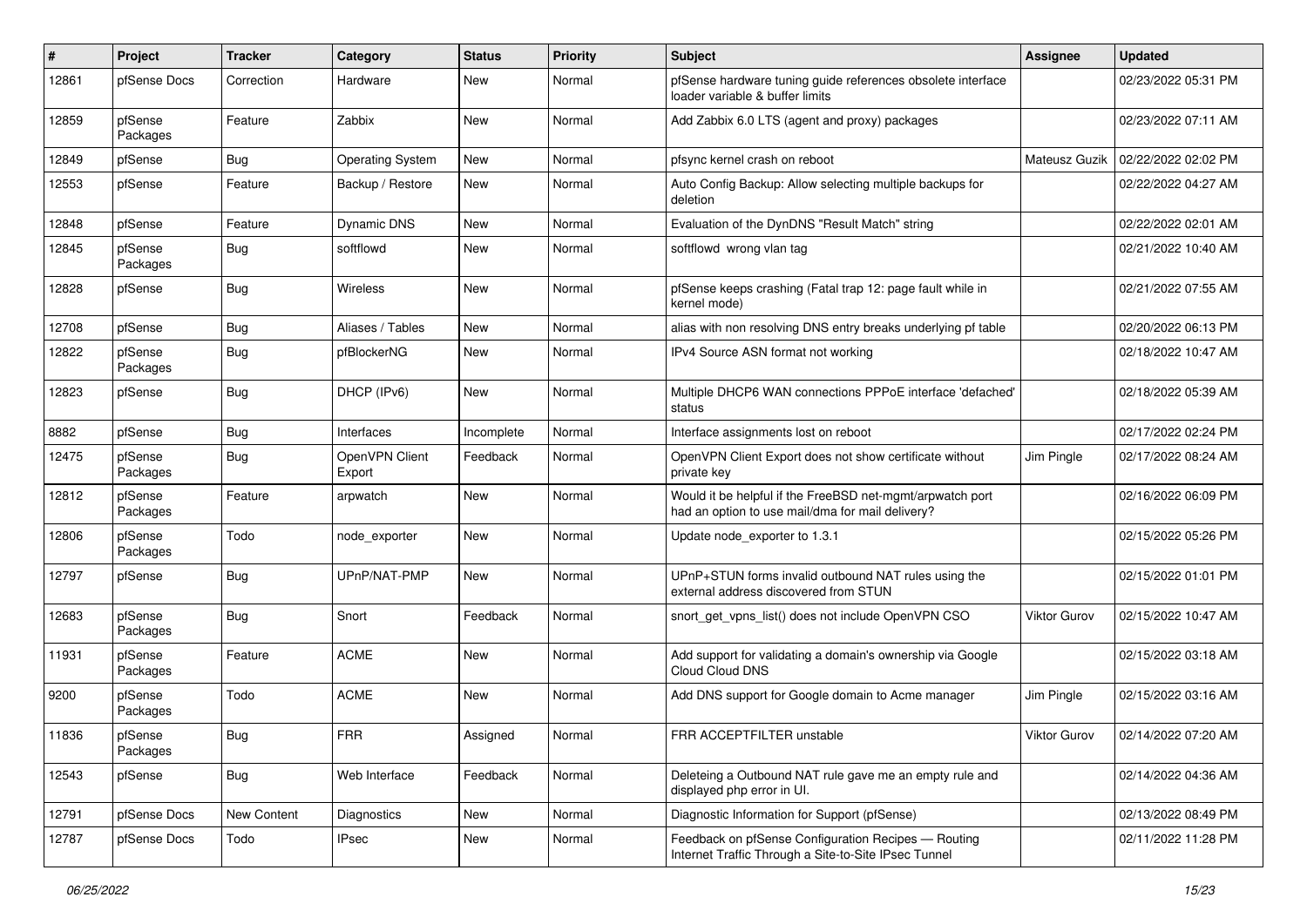| # | Project | Tracker | Category | Status | Priority | Subject | Assignee | Updated |
|---|---|---|---|---|---|---|---|---|
| 12861 | pfSense Docs | Correction | Hardware | New | Normal | pfSense hardware tuning guide references obsolete interface loader variable & buffer limits | | 02/23/2022 05:31 PM |
| 12859 | pfSense Packages | Feature | Zabbix | New | Normal | Add Zabbix 6.0 LTS (agent and proxy) packages | | 02/23/2022 07:11 AM |
| 12849 | pfSense | Bug | Operating System | New | Normal | pfsync kernel crash on reboot | Mateusz Guzik | 02/22/2022 02:02 PM |
| 12553 | pfSense | Feature | Backup / Restore | New | Normal | Auto Config Backup: Allow selecting multiple backups for deletion | | 02/22/2022 04:27 AM |
| 12848 | pfSense | Feature | Dynamic DNS | New | Normal | Evaluation of the DynDNS "Result Match" string | | 02/22/2022 02:01 AM |
| 12845 | pfSense Packages | Bug | softflowd | New | Normal | softflowd wrong vlan tag | | 02/21/2022 10:40 AM |
| 12828 | pfSense | Bug | Wireless | New | Normal | pfSense keeps crashing (Fatal trap 12: page fault while in kernel mode) | | 02/21/2022 07:55 AM |
| 12708 | pfSense | Bug | Aliases / Tables | New | Normal | alias with non resolving DNS entry breaks underlying pf table | | 02/20/2022 06:13 PM |
| 12822 | pfSense Packages | Bug | pfBlockerNG | New | Normal | IPv4 Source ASN format not working | | 02/18/2022 10:47 AM |
| 12823 | pfSense | Bug | DHCP (IPv6) | New | Normal | Multiple DHCP6 WAN connections PPPoE interface 'defached' status | | 02/18/2022 05:39 AM |
| 8882 | pfSense | Bug | Interfaces | Incomplete | Normal | Interface assignments lost on reboot | | 02/17/2022 02:24 PM |
| 12475 | pfSense Packages | Bug | OpenVPN Client Export | Feedback | Normal | OpenVPN Client Export does not show certificate without private key | Jim Pingle | 02/17/2022 08:24 AM |
| 12812 | pfSense Packages | Feature | arpwatch | New | Normal | Would it be helpful if the FreeBSD net-mgmt/arpwatch port had an option to use mail/dma for mail delivery? | | 02/16/2022 06:09 PM |
| 12806 | pfSense Packages | Todo | node_exporter | New | Normal | Update node_exporter to 1.3.1 | | 02/15/2022 05:26 PM |
| 12797 | pfSense | Bug | UPnP/NAT-PMP | New | Normal | UPnP+STUN forms invalid outbound NAT rules using the external address discovered from STUN | | 02/15/2022 01:01 PM |
| 12683 | pfSense Packages | Bug | Snort | Feedback | Normal | snort_get_vpns_list() does not include OpenVPN CSO | Viktor Gurov | 02/15/2022 10:47 AM |
| 11931 | pfSense Packages | Feature | ACME | New | Normal | Add support for validating a domain's ownership via Google Cloud Cloud DNS | | 02/15/2022 03:18 AM |
| 9200 | pfSense Packages | Todo | ACME | New | Normal | Add DNS support for Google domain to Acme manager | Jim Pingle | 02/15/2022 03:16 AM |
| 11836 | pfSense Packages | Bug | FRR | Assigned | Normal | FRR ACCEPTFILTER unstable | Viktor Gurov | 02/14/2022 07:20 AM |
| 12543 | pfSense | Bug | Web Interface | Feedback | Normal | Deleteing a Outbound NAT rule gave me an empty rule and displayed php error in UI. | | 02/14/2022 04:36 AM |
| 12791 | pfSense Docs | New Content | Diagnostics | New | Normal | Diagnostic Information for Support (pfSense) | | 02/13/2022 08:49 PM |
| 12787 | pfSense Docs | Todo | IPsec | New | Normal | Feedback on pfSense Configuration Recipes — Routing Internet Traffic Through a Site-to-Site IPsec Tunnel | | 02/11/2022 11:28 PM |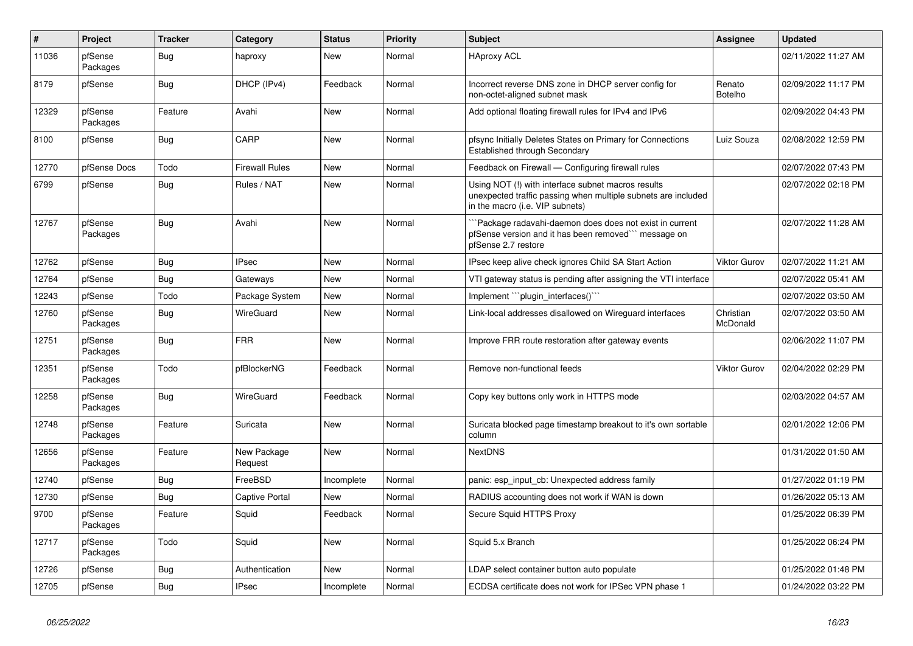| # | Project | Tracker | Category | Status | Priority | Subject | Assignee | Updated |
|---|---|---|---|---|---|---|---|---|
| 11036 | pfSense Packages | Bug | haproxy | New | Normal | HAproxy ACL | | 02/11/2022 11:27 AM |
| 8179 | pfSense | Bug | DHCP (IPv4) | Feedback | Normal | Incorrect reverse DNS zone in DHCP server config for non-octet-aligned subnet mask | Renato Botelho | 02/09/2022 11:17 PM |
| 12329 | pfSense Packages | Feature | Avahi | New | Normal | Add optional floating firewall rules for IPv4 and IPv6 | | 02/09/2022 04:43 PM |
| 8100 | pfSense | Bug | CARP | New | Normal | pfsync Initially Deletes States on Primary for Connections Established through Secondary | Luiz Souza | 02/08/2022 12:59 PM |
| 12770 | pfSense Docs | Todo | Firewall Rules | New | Normal | Feedback on Firewall — Configuring firewall rules | | 02/07/2022 07:43 PM |
| 6799 | pfSense | Bug | Rules / NAT | New | Normal | Using NOT (!) with interface subnet macros results unexpected traffic passing when multiple subnets are included in the macro (i.e. VIP subnets) | | 02/07/2022 02:18 PM |
| 12767 | pfSense Packages | Bug | Avahi | New | Normal | ```Package radavahi-daemon does does not exist in current pfSense version and it has been removed``` message on pfSense 2.7 restore | | 02/07/2022 11:28 AM |
| 12762 | pfSense | Bug | IPsec | New | Normal | IPsec keep alive check ignores Child SA Start Action | Viktor Gurov | 02/07/2022 11:21 AM |
| 12764 | pfSense | Bug | Gateways | New | Normal | VTI gateway status is pending after assigning the VTI interface | | 02/07/2022 05:41 AM |
| 12243 | pfSense | Todo | Package System | New | Normal | Implement ```plugin_interfaces()``` | | 02/07/2022 03:50 AM |
| 12760 | pfSense Packages | Bug | WireGuard | New | Normal | Link-local addresses disallowed on Wireguard interfaces | Christian McDonald | 02/07/2022 03:50 AM |
| 12751 | pfSense Packages | Bug | FRR | New | Normal | Improve FRR route restoration after gateway events | | 02/06/2022 11:07 PM |
| 12351 | pfSense Packages | Todo | pfBlockerNG | Feedback | Normal | Remove non-functional feeds | Viktor Gurov | 02/04/2022 02:29 PM |
| 12258 | pfSense Packages | Bug | WireGuard | Feedback | Normal | Copy key buttons only work in HTTPS mode | | 02/03/2022 04:57 AM |
| 12748 | pfSense Packages | Feature | Suricata | New | Normal | Suricata blocked page timestamp breakout to it's own sortable column | | 02/01/2022 12:06 PM |
| 12656 | pfSense Packages | Feature | New Package Request | New | Normal | NextDNS | | 01/31/2022 01:50 AM |
| 12740 | pfSense | Bug | FreeBSD | Incomplete | Normal | panic: esp_input_cb: Unexpected address family | | 01/27/2022 01:19 PM |
| 12730 | pfSense | Bug | Captive Portal | New | Normal | RADIUS accounting does not work if WAN is down | | 01/26/2022 05:13 AM |
| 9700 | pfSense Packages | Feature | Squid | Feedback | Normal | Secure Squid HTTPS Proxy | | 01/25/2022 06:39 PM |
| 12717 | pfSense Packages | Todo | Squid | New | Normal | Squid 5.x Branch | | 01/25/2022 06:24 PM |
| 12726 | pfSense | Bug | Authentication | New | Normal | LDAP select container button auto populate | | 01/25/2022 01:48 PM |
| 12705 | pfSense | Bug | IPsec | Incomplete | Normal | ECDSA certificate does not work for IPSec VPN phase 1 | | 01/24/2022 03:22 PM |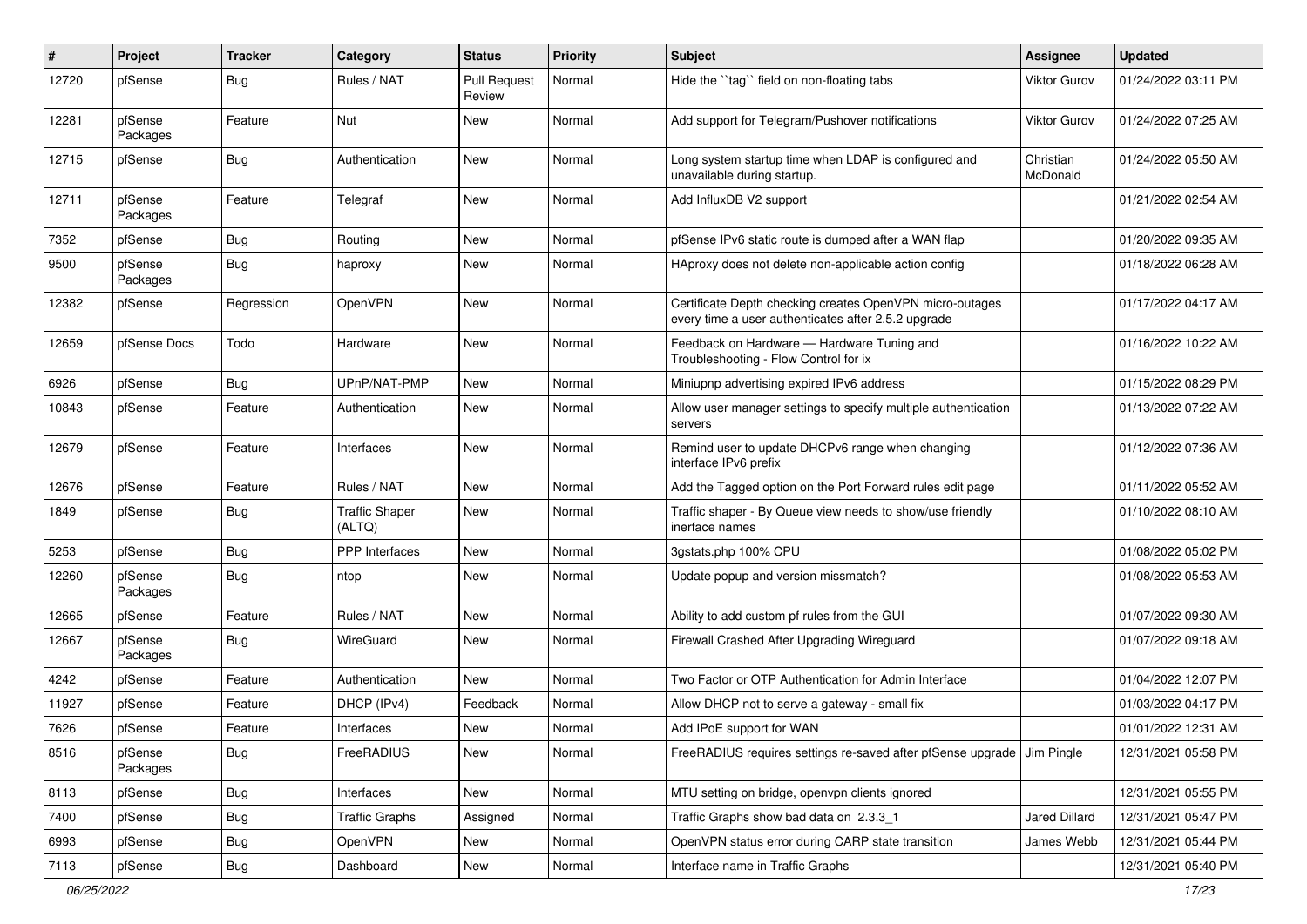| # | Project | Tracker | Category | Status | Priority | Subject | Assignee | Updated |
|---|---|---|---|---|---|---|---|---|
| 12720 | pfSense | Bug | Rules / NAT | Pull Request Review | Normal | Hide the ``tag`` field on non-floating tabs | Viktor Gurov | 01/24/2022 03:11 PM |
| 12281 | pfSense Packages | Feature | Nut | New | Normal | Add support for Telegram/Pushover notifications | Viktor Gurov | 01/24/2022 07:25 AM |
| 12715 | pfSense | Bug | Authentication | New | Normal | Long system startup time when LDAP is configured and unavailable during startup. | Christian McDonald | 01/24/2022 05:50 AM |
| 12711 | pfSense Packages | Feature | Telegraf | New | Normal | Add InfluxDB V2 support | | 01/21/2022 02:54 AM |
| 7352 | pfSense | Bug | Routing | New | Normal | pfSense IPv6 static route is dumped after a WAN flap | | 01/20/2022 09:35 AM |
| 9500 | pfSense Packages | Bug | haproxy | New | Normal | HAproxy does not delete non-applicable action config | | 01/18/2022 06:28 AM |
| 12382 | pfSense | Regression | OpenVPN | New | Normal | Certificate Depth checking creates OpenVPN micro-outages every time a user authenticates after 2.5.2 upgrade | | 01/17/2022 04:17 AM |
| 12659 | pfSense Docs | Todo | Hardware | New | Normal | Feedback on Hardware — Hardware Tuning and Troubleshooting - Flow Control for ix | | 01/16/2022 10:22 AM |
| 6926 | pfSense | Bug | UPnP/NAT-PMP | New | Normal | Miniupnp advertising expired IPv6 address | | 01/15/2022 08:29 PM |
| 10843 | pfSense | Feature | Authentication | New | Normal | Allow user manager settings to specify multiple authentication servers | | 01/13/2022 07:22 AM |
| 12679 | pfSense | Feature | Interfaces | New | Normal | Remind user to update DHCPv6 range when changing interface IPv6 prefix | | 01/12/2022 07:36 AM |
| 12676 | pfSense | Feature | Rules / NAT | New | Normal | Add the Tagged option on the Port Forward rules edit page | | 01/11/2022 05:52 AM |
| 1849 | pfSense | Bug | Traffic Shaper (ALTQ) | New | Normal | Traffic shaper - By Queue view needs to show/use friendly inerface names | | 01/10/2022 08:10 AM |
| 5253 | pfSense | Bug | PPP Interfaces | New | Normal | 3gstats.php 100% CPU | | 01/08/2022 05:02 PM |
| 12260 | pfSense Packages | Bug | ntop | New | Normal | Update popup and version missmatch? | | 01/08/2022 05:53 AM |
| 12665 | pfSense | Feature | Rules / NAT | New | Normal | Ability to add custom pf rules from the GUI | | 01/07/2022 09:30 AM |
| 12667 | pfSense Packages | Bug | WireGuard | New | Normal | Firewall Crashed After Upgrading Wireguard | | 01/07/2022 09:18 AM |
| 4242 | pfSense | Feature | Authentication | New | Normal | Two Factor or OTP Authentication for Admin Interface | | 01/04/2022 12:07 PM |
| 11927 | pfSense | Feature | DHCP (IPv4) | Feedback | Normal | Allow DHCP not to serve a gateway - small fix | | 01/03/2022 04:17 PM |
| 7626 | pfSense | Feature | Interfaces | New | Normal | Add IPoE support for WAN | | 01/01/2022 12:31 AM |
| 8516 | pfSense Packages | Bug | FreeRADIUS | New | Normal | FreeRADIUS requires settings re-saved after pfSense upgrade | Jim Pingle | 12/31/2021 05:58 PM |
| 8113 | pfSense | Bug | Interfaces | New | Normal | MTU setting on bridge, openvpn clients ignored | | 12/31/2021 05:55 PM |
| 7400 | pfSense | Bug | Traffic Graphs | Assigned | Normal | Traffic Graphs show bad data on 2.3.3_1 | Jared Dillard | 12/31/2021 05:47 PM |
| 6993 | pfSense | Bug | OpenVPN | New | Normal | OpenVPN status error during CARP state transition | James Webb | 12/31/2021 05:44 PM |
| 7113 | pfSense | Bug | Dashboard | New | Normal | Interface name in Traffic Graphs | | 12/31/2021 05:40 PM |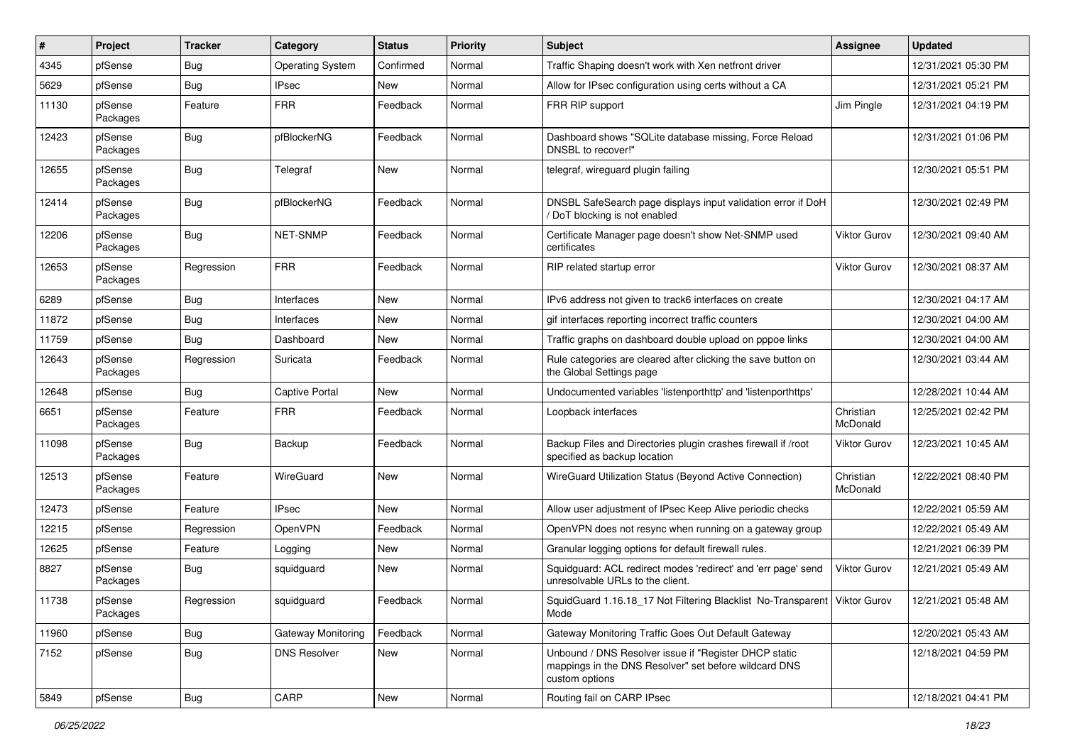| # | Project | Tracker | Category | Status | Priority | Subject | Assignee | Updated |
|---|---|---|---|---|---|---|---|---|
| 4345 | pfSense | Bug | Operating System | Confirmed | Normal | Traffic Shaping doesn't work with Xen netfront driver | | 12/31/2021 05:30 PM |
| 5629 | pfSense | Bug | IPsec | New | Normal | Allow for IPsec configuration using certs without a CA | | 12/31/2021 05:21 PM |
| 11130 | pfSense Packages | Feature | FRR | Feedback | Normal | FRR RIP support | Jim Pingle | 12/31/2021 04:19 PM |
| 12423 | pfSense Packages | Bug | pfBlockerNG | Feedback | Normal | Dashboard shows "SQLite database missing, Force Reload DNSBL to recover!" | | 12/31/2021 01:06 PM |
| 12655 | pfSense Packages | Bug | Telegraf | New | Normal | telegraf, wireguard plugin failing | | 12/30/2021 05:51 PM |
| 12414 | pfSense Packages | Bug | pfBlockerNG | Feedback | Normal | DNSBL SafeSearch page displays input validation error if DoH / DoT blocking is not enabled | | 12/30/2021 02:49 PM |
| 12206 | pfSense Packages | Bug | NET-SNMP | Feedback | Normal | Certificate Manager page doesn't show Net-SNMP used certificates | Viktor Gurov | 12/30/2021 09:40 AM |
| 12653 | pfSense Packages | Regression | FRR | Feedback | Normal | RIP related startup error | Viktor Gurov | 12/30/2021 08:37 AM |
| 6289 | pfSense | Bug | Interfaces | New | Normal | IPv6 address not given to track6 interfaces on create | | 12/30/2021 04:17 AM |
| 11872 | pfSense | Bug | Interfaces | New | Normal | gif interfaces reporting incorrect traffic counters | | 12/30/2021 04:00 AM |
| 11759 | pfSense | Bug | Dashboard | New | Normal | Traffic graphs on dashboard double upload on pppoe links | | 12/30/2021 04:00 AM |
| 12643 | pfSense Packages | Regression | Suricata | Feedback | Normal | Rule categories are cleared after clicking the save button on the Global Settings page | | 12/30/2021 03:44 AM |
| 12648 | pfSense | Bug | Captive Portal | New | Normal | Undocumented variables 'listenporthttp' and 'listenporthttps' | | 12/28/2021 10:44 AM |
| 6651 | pfSense Packages | Feature | FRR | Feedback | Normal | Loopback interfaces | Christian McDonald | 12/25/2021 02:42 PM |
| 11098 | pfSense Packages | Bug | Backup | Feedback | Normal | Backup Files and Directories plugin crashes firewall if /root specified as backup location | Viktor Gurov | 12/23/2021 10:45 AM |
| 12513 | pfSense Packages | Feature | WireGuard | New | Normal | WireGuard Utilization Status (Beyond Active Connection) | Christian McDonald | 12/22/2021 08:40 PM |
| 12473 | pfSense | Feature | IPsec | New | Normal | Allow user adjustment of IPsec Keep Alive periodic checks | | 12/22/2021 05:59 AM |
| 12215 | pfSense | Regression | OpenVPN | Feedback | Normal | OpenVPN does not resync when running on a gateway group | | 12/22/2021 05:49 AM |
| 12625 | pfSense | Feature | Logging | New | Normal | Granular logging options for default firewall rules. | | 12/21/2021 06:39 PM |
| 8827 | pfSense Packages | Bug | squidguard | New | Normal | Squidguard: ACL redirect modes 'redirect' and 'err page' send unresolvable URLs to the client. | Viktor Gurov | 12/21/2021 05:49 AM |
| 11738 | pfSense Packages | Regression | squidguard | Feedback | Normal | SquidGuard 1.16.18_17 Not Filtering Blacklist No-Transparent Mode | Viktor Gurov | 12/21/2021 05:48 AM |
| 11960 | pfSense | Bug | Gateway Monitoring | Feedback | Normal | Gateway Monitoring Traffic Goes Out Default Gateway | | 12/20/2021 05:43 AM |
| 7152 | pfSense | Bug | DNS Resolver | New | Normal | Unbound / DNS Resolver issue if "Register DHCP static mappings in the DNS Resolver" set before wildcard DNS custom options | | 12/18/2021 04:59 PM |
| 5849 | pfSense | Bug | CARP | New | Normal | Routing fail on CARP IPsec | | 12/18/2021 04:41 PM |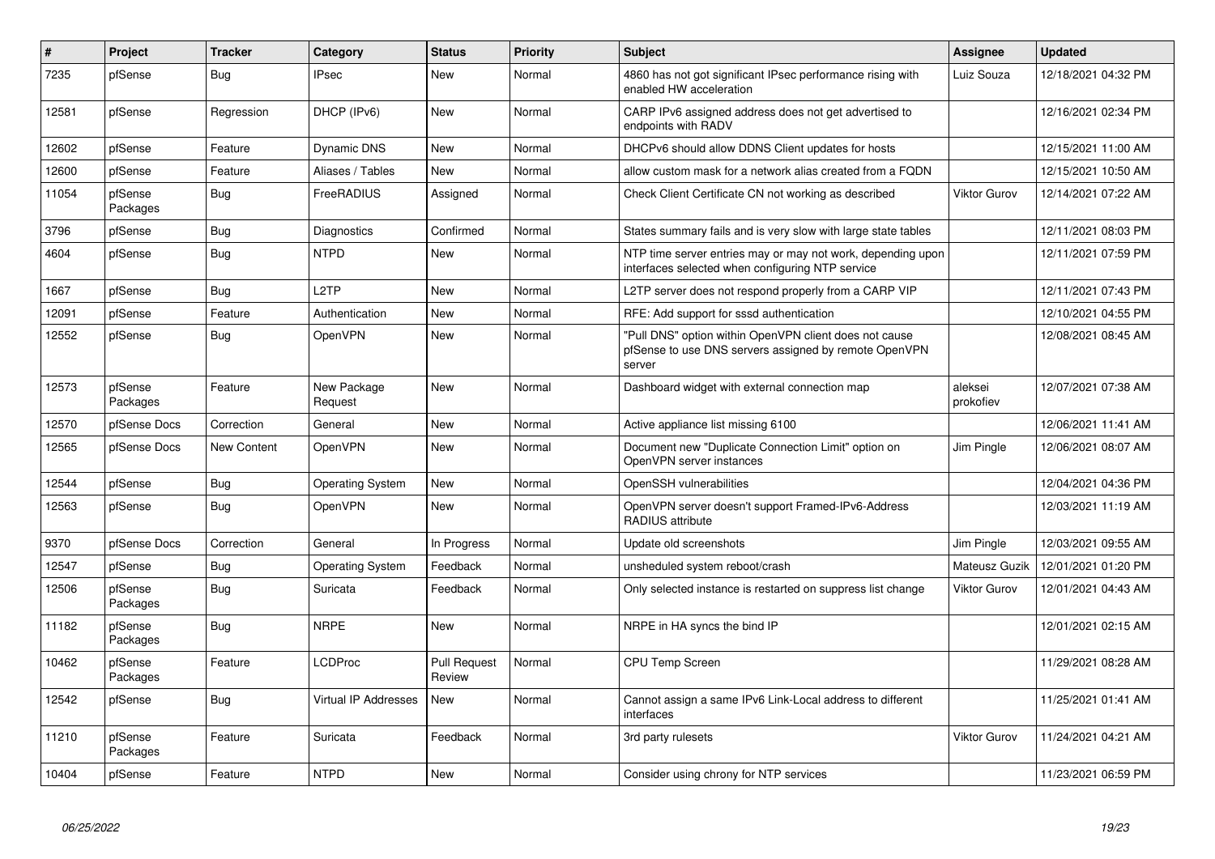| # | Project | Tracker | Category | Status | Priority | Subject | Assignee | Updated |
|---|---|---|---|---|---|---|---|---|
| 7235 | pfSense | Bug | IPsec | New | Normal | 4860 has not got significant IPsec performance rising with enabled HW acceleration | Luiz Souza | 12/18/2021 04:32 PM |
| 12581 | pfSense | Regression | DHCP (IPv6) | New | Normal | CARP IPv6 assigned address does not get advertised to endpoints with RADV | | 12/16/2021 02:34 PM |
| 12602 | pfSense | Feature | Dynamic DNS | New | Normal | DHCPv6 should allow DDNS Client updates for hosts | | 12/15/2021 11:00 AM |
| 12600 | pfSense | Feature | Aliases / Tables | New | Normal | allow custom mask for a network alias created from a FQDN | | 12/15/2021 10:50 AM |
| 11054 | pfSense Packages | Bug | FreeRADIUS | Assigned | Normal | Check Client Certificate CN not working as described | Viktor Gurov | 12/14/2021 07:22 AM |
| 3796 | pfSense | Bug | Diagnostics | Confirmed | Normal | States summary fails and is very slow with large state tables | | 12/11/2021 08:03 PM |
| 4604 | pfSense | Bug | NTPD | New | Normal | NTP time server entries may or may not work, depending upon interfaces selected when configuring NTP service | | 12/11/2021 07:59 PM |
| 1667 | pfSense | Bug | L2TP | New | Normal | L2TP server does not respond properly from a CARP VIP | | 12/11/2021 07:43 PM |
| 12091 | pfSense | Feature | Authentication | New | Normal | RFE: Add support for sssd authentication | | 12/10/2021 04:55 PM |
| 12552 | pfSense | Bug | OpenVPN | New | Normal | "Pull DNS" option within OpenVPN client does not cause pfSense to use DNS servers assigned by remote OpenVPN server | | 12/08/2021 08:45 AM |
| 12573 | pfSense Packages | Feature | New Package Request | New | Normal | Dashboard widget with external connection map | aleksei prokofiev | 12/07/2021 07:38 AM |
| 12570 | pfSense Docs | Correction | General | New | Normal | Active appliance list missing 6100 | | 12/06/2021 11:41 AM |
| 12565 | pfSense Docs | New Content | OpenVPN | New | Normal | Document new "Duplicate Connection Limit" option on OpenVPN server instances | Jim Pingle | 12/06/2021 08:07 AM |
| 12544 | pfSense | Bug | Operating System | New | Normal | OpenSSH vulnerabilities | | 12/04/2021 04:36 PM |
| 12563 | pfSense | Bug | OpenVPN | New | Normal | OpenVPN server doesn't support Framed-IPv6-Address RADIUS attribute | | 12/03/2021 11:19 AM |
| 9370 | pfSense Docs | Correction | General | In Progress | Normal | Update old screenshots | Jim Pingle | 12/03/2021 09:55 AM |
| 12547 | pfSense | Bug | Operating System | Feedback | Normal | unsheduled system reboot/crash | Mateusz Guzik | 12/01/2021 01:20 PM |
| 12506 | pfSense Packages | Bug | Suricata | Feedback | Normal | Only selected instance is restarted on suppress list change | Viktor Gurov | 12/01/2021 04:43 AM |
| 11182 | pfSense Packages | Bug | NRPE | New | Normal | NRPE in HA syncs the bind IP | | 12/01/2021 02:15 AM |
| 10462 | pfSense Packages | Feature | LCDProc | Pull Request Review | Normal | CPU Temp Screen | | 11/29/2021 08:28 AM |
| 12542 | pfSense | Bug | Virtual IP Addresses | New | Normal | Cannot assign a same IPv6 Link-Local address to different interfaces | | 11/25/2021 01:41 AM |
| 11210 | pfSense Packages | Feature | Suricata | Feedback | Normal | 3rd party rulesets | Viktor Gurov | 11/24/2021 04:21 AM |
| 10404 | pfSense | Feature | NTPD | New | Normal | Consider using chrony for NTP services | | 11/23/2021 06:59 PM |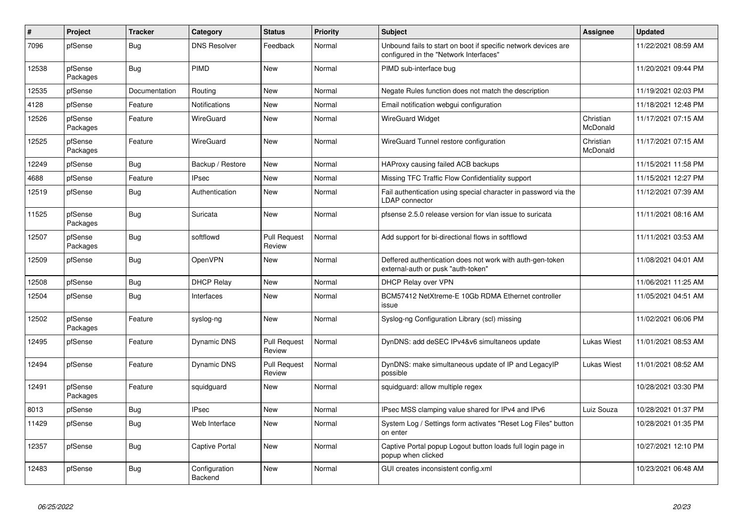| # | Project | Tracker | Category | Status | Priority | Subject | Assignee | Updated |
|---|---|---|---|---|---|---|---|---|
| 7096 | pfSense | Bug | DNS Resolver | Feedback | Normal | Unbound fails to start on boot if specific network devices are configured in the "Network Interfaces" | | 11/22/2021 08:59 AM |
| 12538 | pfSense Packages | Bug | PIMD | New | Normal | PIMD sub-interface bug | | 11/20/2021 09:44 PM |
| 12535 | pfSense | Documentation | Routing | New | Normal | Negate Rules function does not match the description | | 11/19/2021 02:03 PM |
| 4128 | pfSense | Feature | Notifications | New | Normal | Email notification webgui configuration | | 11/18/2021 12:48 PM |
| 12526 | pfSense Packages | Feature | WireGuard | New | Normal | WireGuard Widget | Christian McDonald | 11/17/2021 07:15 AM |
| 12525 | pfSense Packages | Feature | WireGuard | New | Normal | WireGuard Tunnel restore configuration | Christian McDonald | 11/17/2021 07:15 AM |
| 12249 | pfSense | Bug | Backup / Restore | New | Normal | HAProxy causing failed ACB backups | | 11/15/2021 11:58 PM |
| 4688 | pfSense | Feature | IPsec | New | Normal | Missing TFC Traffic Flow Confidentiality support | | 11/15/2021 12:27 PM |
| 12519 | pfSense | Bug | Authentication | New | Normal | Fail authentication using special character in password via the LDAP connector | | 11/12/2021 07:39 AM |
| 11525 | pfSense Packages | Bug | Suricata | New | Normal | pfsense 2.5.0 release version for vlan issue to suricata | | 11/11/2021 08:16 AM |
| 12507 | pfSense Packages | Bug | softflowd | Pull Request Review | Normal | Add support for bi-directional flows in softflowd | | 11/11/2021 03:53 AM |
| 12509 | pfSense | Bug | OpenVPN | New | Normal | Deffered authentication does not work with auth-gen-token external-auth or pusk "auth-token" | | 11/08/2021 04:01 AM |
| 12508 | pfSense | Bug | DHCP Relay | New | Normal | DHCP Relay over VPN | | 11/06/2021 11:25 AM |
| 12504 | pfSense | Bug | Interfaces | New | Normal | BCM57412 NetXtreme-E 10Gb RDMA Ethernet controller issue | | 11/05/2021 04:51 AM |
| 12502 | pfSense Packages | Feature | syslog-ng | New | Normal | Syslog-ng Configuration Library (scl) missing | | 11/02/2021 06:06 PM |
| 12495 | pfSense | Feature | Dynamic DNS | Pull Request Review | Normal | DynDNS: add deSEC IPv4&v6 simultaneos update | Lukas Wiest | 11/01/2021 08:53 AM |
| 12494 | pfSense | Feature | Dynamic DNS | Pull Request Review | Normal | DynDNS: make simultaneous update of IP and LegacyIP possible | Lukas Wiest | 11/01/2021 08:52 AM |
| 12491 | pfSense Packages | Feature | squidguard | New | Normal | squidguard: allow multiple regex | | 10/28/2021 03:30 PM |
| 8013 | pfSense | Bug | IPsec | New | Normal | IPsec MSS clamping value shared for IPv4 and IPv6 | Luiz Souza | 10/28/2021 01:37 PM |
| 11429 | pfSense | Bug | Web Interface | New | Normal | System Log / Settings form activates "Reset Log Files" button on enter | | 10/28/2021 01:35 PM |
| 12357 | pfSense | Bug | Captive Portal | New | Normal | Captive Portal popup Logout button loads full login page in popup when clicked | | 10/27/2021 12:10 PM |
| 12483 | pfSense | Bug | Configuration Backend | New | Normal | GUI creates inconsistent config.xml | | 10/23/2021 06:48 AM |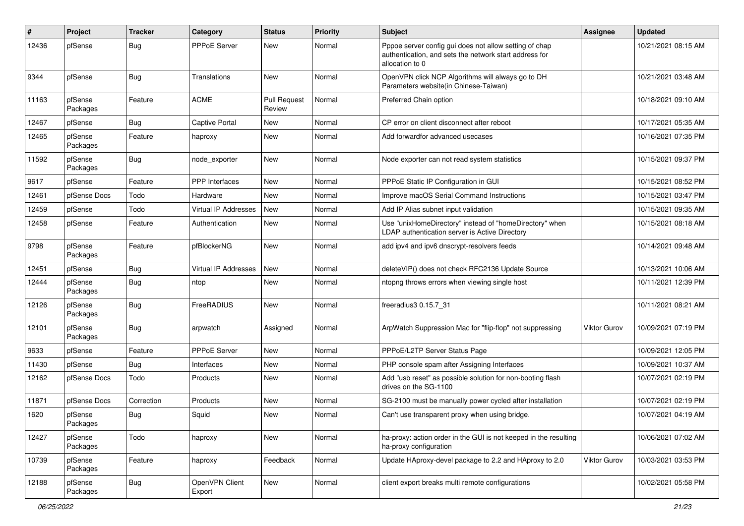| # | Project | Tracker | Category | Status | Priority | Subject | Assignee | Updated |
|---|---|---|---|---|---|---|---|---|
| 12436 | pfSense | Bug | PPPoE Server | New | Normal | Pppoe server config gui does not allow setting of chap authentication, and sets the network start address for allocation to 0 | | 10/21/2021 08:15 AM |
| 9344 | pfSense | Bug | Translations | New | Normal | OpenVPN click NCP Algorithms will always go to DH Parameters website(in Chinese-Taiwan) | | 10/21/2021 03:48 AM |
| 11163 | pfSense Packages | Feature | ACME | Pull Request Review | Normal | Preferred Chain option | | 10/18/2021 09:10 AM |
| 12467 | pfSense | Bug | Captive Portal | New | Normal | CP error on client disconnect after reboot | | 10/17/2021 05:35 AM |
| 12465 | pfSense Packages | Feature | haproxy | New | Normal | Add forwardfor advanced usecases | | 10/16/2021 07:35 PM |
| 11592 | pfSense Packages | Bug | node_exporter | New | Normal | Node exporter can not read system statistics | | 10/15/2021 09:37 PM |
| 9617 | pfSense | Feature | PPP Interfaces | New | Normal | PPPoE Static IP Configuration in GUI | | 10/15/2021 08:52 PM |
| 12461 | pfSense Docs | Todo | Hardware | New | Normal | Improve macOS Serial Command Instructions | | 10/15/2021 03:47 PM |
| 12459 | pfSense | Todo | Virtual IP Addresses | New | Normal | Add IP Alias subnet input validation | | 10/15/2021 09:35 AM |
| 12458 | pfSense | Feature | Authentication | New | Normal | Use "unixHomeDirectory" instead of "homeDirectory" when LDAP authentication server is Active Directory | | 10/15/2021 08:18 AM |
| 9798 | pfSense Packages | Feature | pfBlockerNG | New | Normal | add ipv4 and ipv6 dnscrypt-resolvers feeds | | 10/14/2021 09:48 AM |
| 12451 | pfSense | Bug | Virtual IP Addresses | New | Normal | deleteVIP() does not check RFC2136 Update Source | | 10/13/2021 10:06 AM |
| 12444 | pfSense Packages | Bug | ntop | New | Normal | ntopng throws errors when viewing single host | | 10/11/2021 12:39 PM |
| 12126 | pfSense Packages | Bug | FreeRADIUS | New | Normal | freeradius3 0.15.7_31 | | 10/11/2021 08:21 AM |
| 12101 | pfSense Packages | Bug | arpwatch | Assigned | Normal | ArpWatch Suppression Mac for "flip-flop" not suppressing | Viktor Gurov | 10/09/2021 07:19 PM |
| 9633 | pfSense | Feature | PPPoE Server | New | Normal | PPPoE/L2TP Server Status Page | | 10/09/2021 12:05 PM |
| 11430 | pfSense | Bug | Interfaces | New | Normal | PHP console spam after Assigning Interfaces | | 10/09/2021 10:37 AM |
| 12162 | pfSense Docs | Todo | Products | New | Normal | Add "usb reset" as possible solution for non-booting flash drives on the SG-1100 | | 10/07/2021 02:19 PM |
| 11871 | pfSense Docs | Correction | Products | New | Normal | SG-2100 must be manually power cycled after installation | | 10/07/2021 02:19 PM |
| 1620 | pfSense Packages | Bug | Squid | New | Normal | Can't use transparent proxy when using bridge. | | 10/07/2021 04:19 AM |
| 12427 | pfSense Packages | Todo | haproxy | New | Normal | ha-proxy: action order in the GUI is not keeped in the resulting ha-proxy configuration | | 10/06/2021 07:02 AM |
| 10739 | pfSense Packages | Feature | haproxy | Feedback | Normal | Update HAproxy-devel package to 2.2 and HAproxy to 2.0 | Viktor Gurov | 10/03/2021 03:53 PM |
| 12188 | pfSense Packages | Bug | OpenVPN Client Export | New | Normal | client export breaks multi remote configurations | | 10/02/2021 05:58 PM |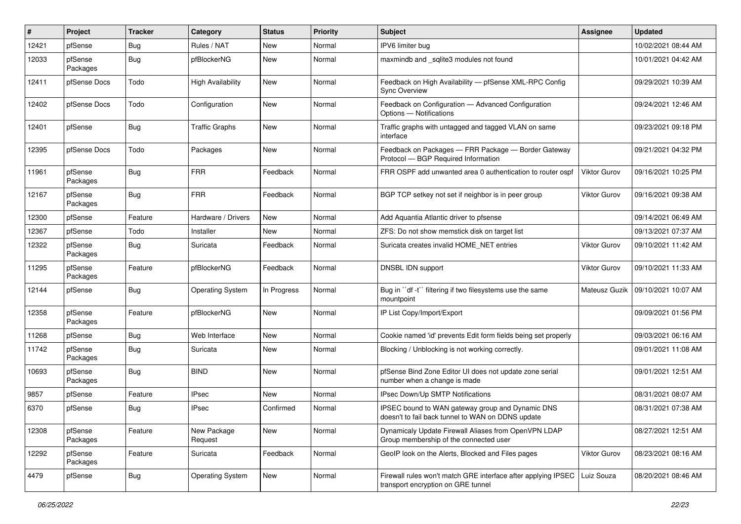| # | Project | Tracker | Category | Status | Priority | Subject | Assignee | Updated |
|---|---|---|---|---|---|---|---|---|
| 12421 | pfSense | Bug | Rules / NAT | New | Normal | IPV6 limiter bug | | 10/02/2021 08:44 AM |
| 12033 | pfSense Packages | Bug | pfBlockerNG | New | Normal | maxmindb and _sqlite3 modules not found | | 10/01/2021 04:42 AM |
| 12411 | pfSense Docs | Todo | High Availability | New | Normal | Feedback on High Availability — pfSense XML-RPC Config Sync Overview | | 09/29/2021 10:39 AM |
| 12402 | pfSense Docs | Todo | Configuration | New | Normal | Feedback on Configuration — Advanced Configuration Options — Notifications | | 09/24/2021 12:46 AM |
| 12401 | pfSense | Bug | Traffic Graphs | New | Normal | Traffic graphs with untagged and tagged VLAN on same interface | | 09/23/2021 09:18 PM |
| 12395 | pfSense Docs | Todo | Packages | New | Normal | Feedback on Packages — FRR Package — Border Gateway Protocol — BGP Required Information | | 09/21/2021 04:32 PM |
| 11961 | pfSense Packages | Bug | FRR | Feedback | Normal | FRR OSPF add unwanted area 0 authentication to router ospf | Viktor Gurov | 09/16/2021 10:25 PM |
| 12167 | pfSense Packages | Bug | FRR | Feedback | Normal | BGP TCP setkey not set if neighbor is in peer group | Viktor Gurov | 09/16/2021 09:38 AM |
| 12300 | pfSense | Feature | Hardware / Drivers | New | Normal | Add Aquantia Atlantic driver to pfsense | | 09/14/2021 06:49 AM |
| 12367 | pfSense | Todo | Installer | New | Normal | ZFS: Do not show memstick disk on target list | | 09/13/2021 07:37 AM |
| 12322 | pfSense Packages | Bug | Suricata | Feedback | Normal | Suricata creates invalid HOME_NET entries | Viktor Gurov | 09/10/2021 11:42 AM |
| 11295 | pfSense Packages | Feature | pfBlockerNG | Feedback | Normal | DNSBL IDN support | Viktor Gurov | 09/10/2021 11:33 AM |
| 12144 | pfSense | Bug | Operating System | In Progress | Normal | Bug in ``df -t`` filtering if two filesystems use the same mountpoint | Mateusz Guzik | 09/10/2021 10:07 AM |
| 12358 | pfSense Packages | Feature | pfBlockerNG | New | Normal | IP List Copy/Import/Export | | 09/09/2021 01:56 PM |
| 11268 | pfSense | Bug | Web Interface | New | Normal | Cookie named 'id' prevents Edit form fields being set properly | | 09/03/2021 06:16 AM |
| 11742 | pfSense Packages | Bug | Suricata | New | Normal | Blocking / Unblocking is not working correctly. | | 09/01/2021 11:08 AM |
| 10693 | pfSense Packages | Bug | BIND | New | Normal | pfSense Bind Zone Editor UI does not update zone serial number when a change is made | | 09/01/2021 12:51 AM |
| 9857 | pfSense | Feature | IPsec | New | Normal | IPsec Down/Up SMTP Notifications | | 08/31/2021 08:07 AM |
| 6370 | pfSense | Bug | IPsec | Confirmed | Normal | IPSEC bound to WAN gateway group and Dynamic DNS doesn't to fail back tunnel to WAN on DDNS update | | 08/31/2021 07:38 AM |
| 12308 | pfSense Packages | Feature | New Package Request | New | Normal | Dynamicaly Update Firewall Aliases from OpenVPN LDAP Group membership of the connected user | | 08/27/2021 12:51 AM |
| 12292 | pfSense Packages | Feature | Suricata | Feedback | Normal | GeoIP look on the Alerts, Blocked and Files pages | Viktor Gurov | 08/23/2021 08:16 AM |
| 4479 | pfSense | Bug | Operating System | New | Normal | Firewall rules won't match GRE interface after applying IPSEC transport encryption on GRE tunnel | Luiz Souza | 08/20/2021 08:46 AM |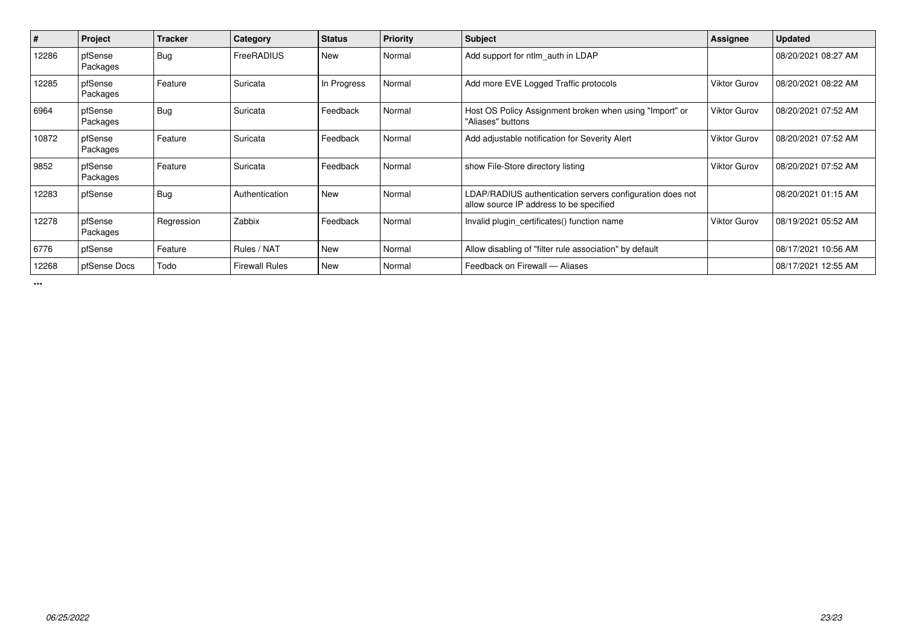| # | Project | Tracker | Category | Status | Priority | Subject | Assignee | Updated |
|---|---|---|---|---|---|---|---|---|
| 12286 | pfSense Packages | Bug | FreeRADIUS | New | Normal | Add support for ntlm_auth in LDAP | | 08/20/2021 08:27 AM |
| 12285 | pfSense Packages | Feature | Suricata | In Progress | Normal | Add more EVE Logged Traffic protocols | Viktor Gurov | 08/20/2021 08:22 AM |
| 6964 | pfSense Packages | Bug | Suricata | Feedback | Normal | Host OS Policy Assignment broken when using "Import" or "Aliases" buttons | Viktor Gurov | 08/20/2021 07:52 AM |
| 10872 | pfSense Packages | Feature | Suricata | Feedback | Normal | Add adjustable notification for Severity Alert | Viktor Gurov | 08/20/2021 07:52 AM |
| 9852 | pfSense Packages | Feature | Suricata | Feedback | Normal | show File-Store directory listing | Viktor Gurov | 08/20/2021 07:52 AM |
| 12283 | pfSense | Bug | Authentication | New | Normal | LDAP/RADIUS authentication servers configuration does not allow source IP address to be specified | | 08/20/2021 01:15 AM |
| 12278 | pfSense Packages | Regression | Zabbix | Feedback | Normal | Invalid plugin_certificates() function name | Viktor Gurov | 08/19/2021 05:52 AM |
| 6776 | pfSense | Feature | Rules / NAT | New | Normal | Allow disabling of "filter rule association" by default | | 08/17/2021 10:56 AM |
| 12268 | pfSense Docs | Todo | Firewall Rules | New | Normal | Feedback on Firewall — Aliases | | 08/17/2021 12:55 AM |

...